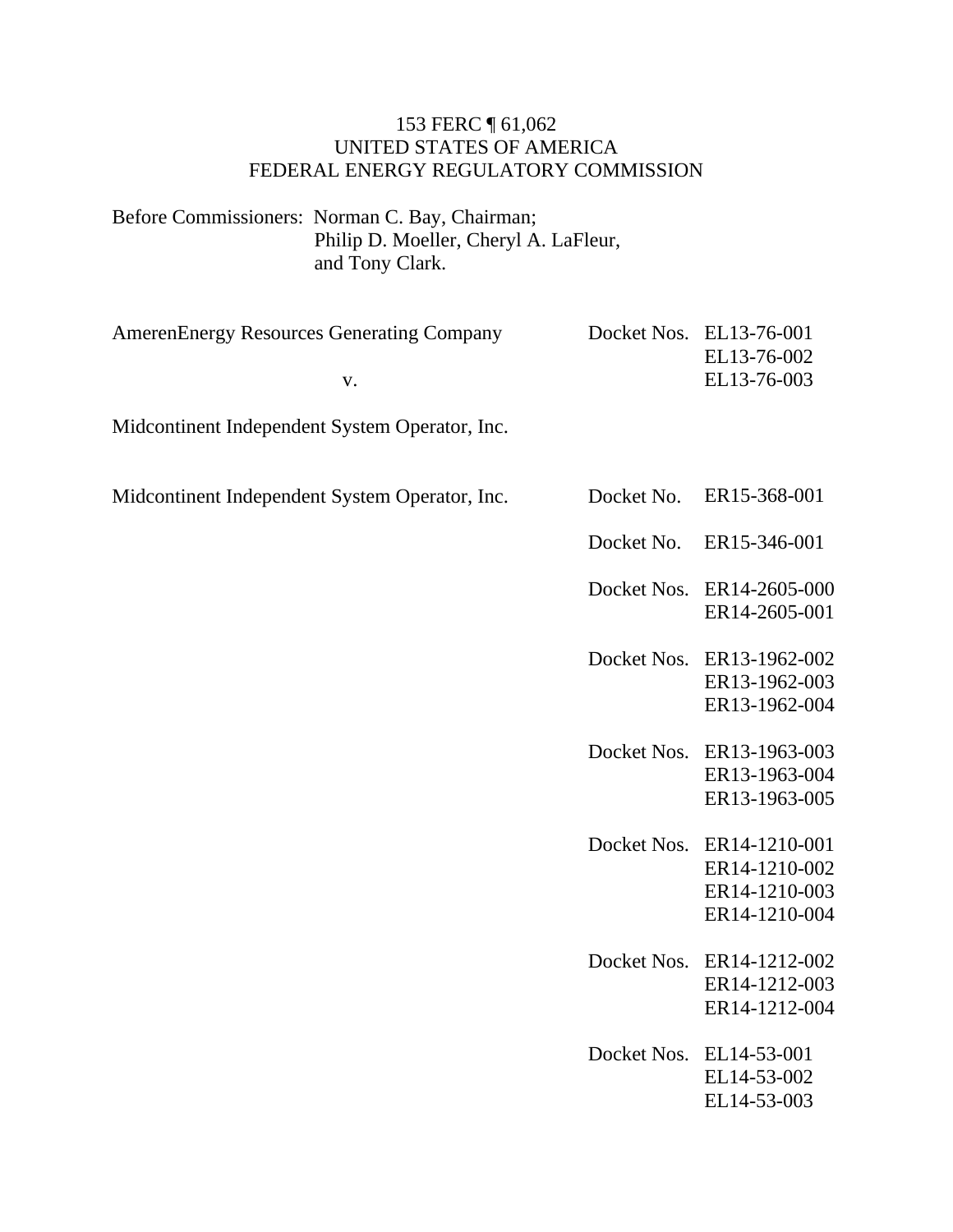153 FERC ¶ 61,062
UNITED STATES OF AMERICA
FEDERAL ENERGY REGULATORY COMMISSION

Before Commissioners: Norman C. Bay, Chairman;
Philip D. Moeller, Cheryl A. LaFleur,
and Tony Clark.

| | | |
|---|---|---|
| AmerenEnergy Resources Generating Company<br><br>v.<br><br>Midcontinent Independent System Operator, Inc. | Docket Nos. | EL13-76-001<br>EL13-76-002<br>EL13-76-003 |
| Midcontinent Independent System Operator, Inc. | Docket No. | ER15-368-001 |
| | Docket No. | ER15-346-001 |
| | Docket Nos. | ER14-2605-000<br>ER14-2605-001 |
| | Docket Nos. | ER13-1962-002<br>ER13-1962-003<br>ER13-1962-004 |
| | Docket Nos. | ER13-1963-003<br>ER13-1963-004<br>ER13-1963-005 |
| | Docket Nos. | ER14-1210-001<br>ER14-1210-002<br>ER14-1210-003<br>ER14-1210-004 |
| | Docket Nos. | ER14-1212-002<br>ER14-1212-003<br>ER14-1212-004 |
| | Docket Nos. | EL14-53-001<br>EL14-53-002<br>EL14-53-003 |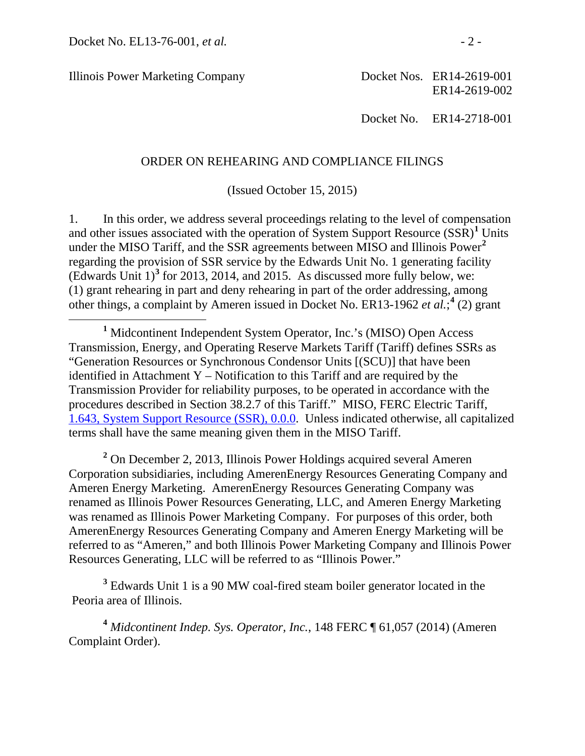Illinois Power Marketing Company — Docket Nos. ER14-2619-001, ER14-2619-002

Docket No. ER14-2718-001

## ORDER ON REHEARING AND COMPLIANCE FILINGS

(Issued October 15, 2015)

1. In this order, we address several proceedings relating to the level of compensation and other issues associated with the operation of System Support Resource (SSR)[1] Units under the MISO Tariff, and the SSR agreements between MISO and Illinois Power[2] regarding the provision of SSR service by the Edwards Unit No. 1 generating facility (Edwards Unit 1)[3] for 2013, 2014, and 2015. As discussed more fully below, we: (1) grant rehearing in part and deny rehearing in part of the order addressing, among other things, a complaint by Ameren issued in Docket No. ER13-1962 *et al.*;[4] (2) grant

---

[1] Midcontinent Independent System Operator, Inc.'s (MISO) Open Access Transmission, Energy, and Operating Reserve Markets Tariff (Tariff) defines SSRs as "Generation Resources or Synchronous Condensor Units [(SCU)] that have been identified in Attachment Y – Notification to this Tariff and are required by the Transmission Provider for reliability purposes, to be operated in accordance with the procedures described in Section 38.2.7 of this Tariff." MISO, FERC Electric Tariff, 1.643, System Support Resource (SSR), 0.0.0. Unless indicated otherwise, all capitalized terms shall have the same meaning given them in the MISO Tariff.

[2] On December 2, 2013, Illinois Power Holdings acquired several Ameren Corporation subsidiaries, including AmerenEnergy Resources Generating Company and Ameren Energy Marketing. AmerenEnergy Resources Generating Company was renamed as Illinois Power Resources Generating, LLC, and Ameren Energy Marketing was renamed as Illinois Power Marketing Company. For purposes of this order, both AmerenEnergy Resources Generating Company and Ameren Energy Marketing will be referred to as "Ameren," and both Illinois Power Marketing Company and Illinois Power Resources Generating, LLC will be referred to as "Illinois Power."

[3] Edwards Unit 1 is a 90 MW coal-fired steam boiler generator located in the Peoria area of Illinois.

[4] *Midcontinent Indep. Sys. Operator, Inc.*, 148 FERC ¶ 61,057 (2014) (Ameren Complaint Order).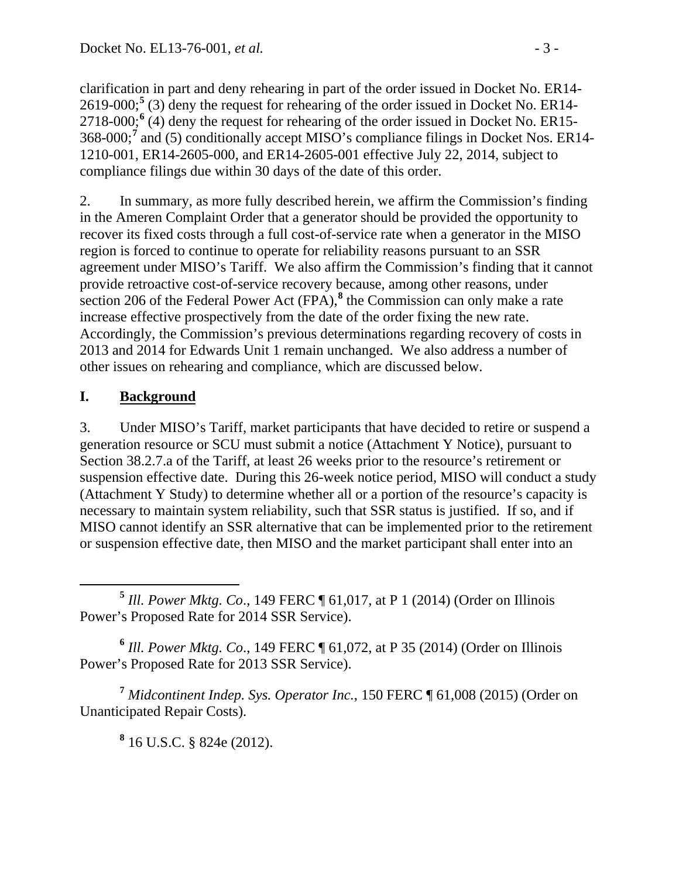clarification in part and deny rehearing in part of the order issued in Docket No. ER14-2619-000;[5] (3) deny the request for rehearing of the order issued in Docket No. ER14-2718-000;[6] (4) deny the request for rehearing of the order issued in Docket No. ER15-368-000;[7] and (5) conditionally accept MISO's compliance filings in Docket Nos. ER14-1210-001, ER14-2605-000, and ER14-2605-001 effective July 22, 2014, subject to compliance filings due within 30 days of the date of this order.

2. In summary, as more fully described herein, we affirm the Commission's finding in the Ameren Complaint Order that a generator should be provided the opportunity to recover its fixed costs through a full cost-of-service rate when a generator in the MISO region is forced to continue to operate for reliability reasons pursuant to an SSR agreement under MISO's Tariff. We also affirm the Commission's finding that it cannot provide retroactive cost-of-service recovery because, among other reasons, under section 206 of the Federal Power Act (FPA),[8] the Commission can only make a rate increase effective prospectively from the date of the order fixing the new rate. Accordingly, the Commission's previous determinations regarding recovery of costs in 2013 and 2014 for Edwards Unit 1 remain unchanged. We also address a number of other issues on rehearing and compliance, which are discussed below.

## I. Background

3. Under MISO's Tariff, market participants that have decided to retire or suspend a generation resource or SCU must submit a notice (Attachment Y Notice), pursuant to Section 38.2.7.a of the Tariff, at least 26 weeks prior to the resource's retirement or suspension effective date. During this 26-week notice period, MISO will conduct a study (Attachment Y Study) to determine whether all or a portion of the resource's capacity is necessary to maintain system reliability, such that SSR status is justified. If so, and if MISO cannot identify an SSR alternative that can be implemented prior to the retirement or suspension effective date, then MISO and the market participant shall enter into an

[5] *Ill. Power Mktg. Co*., 149 FERC ¶ 61,017, at P 1 (2014) (Order on Illinois Power's Proposed Rate for 2014 SSR Service).

[6] *Ill. Power Mktg. Co*., 149 FERC ¶ 61,072, at P 35 (2014) (Order on Illinois Power's Proposed Rate for 2013 SSR Service).

[7] *Midcontinent Indep. Sys. Operator Inc.*, 150 FERC ¶ 61,008 (2015) (Order on Unanticipated Repair Costs).

[8] 16 U.S.C. § 824e (2012).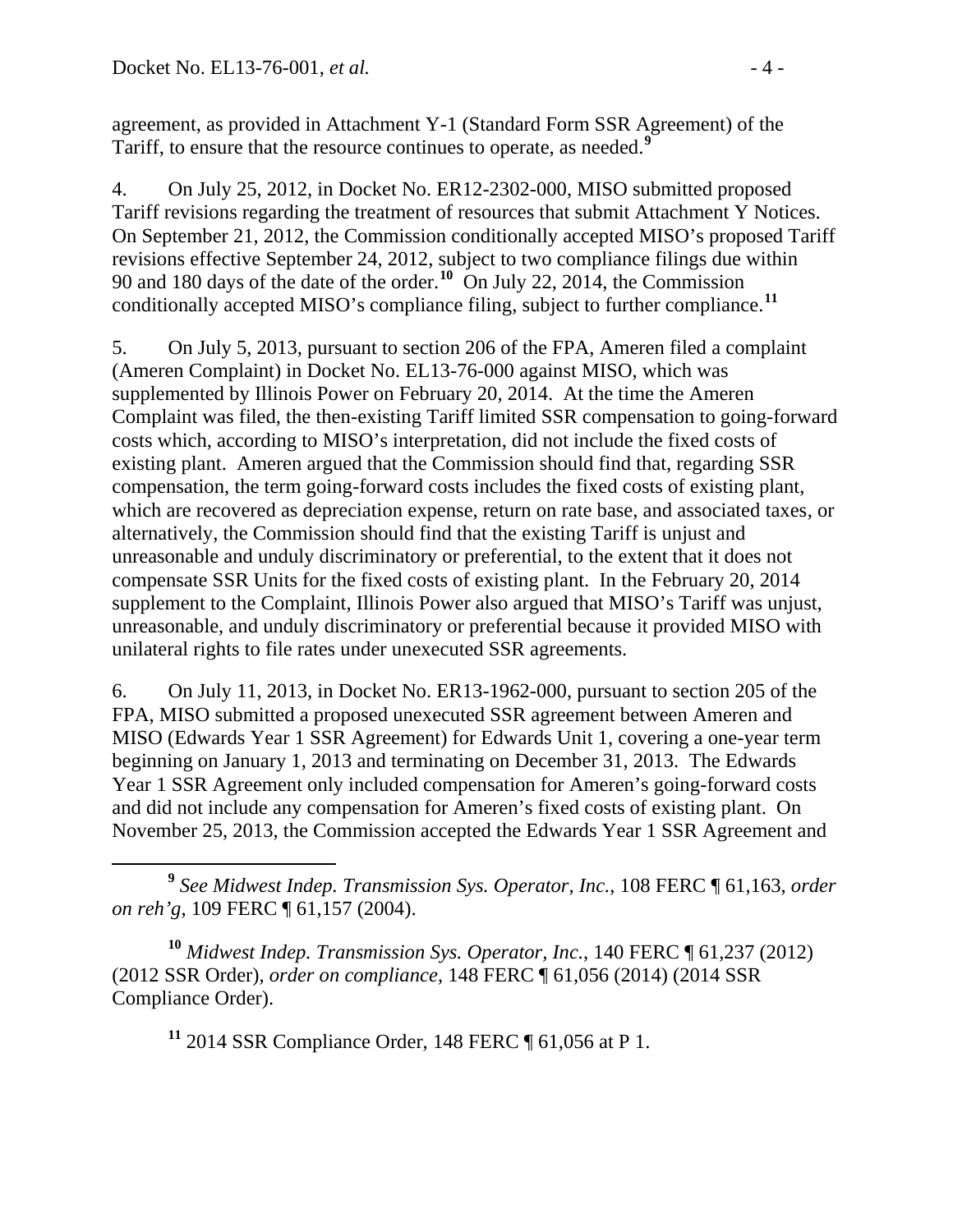agreement, as provided in Attachment Y-1 (Standard Form SSR Agreement) of the Tariff, to ensure that the resource continues to operate, as needed.[9]

4. On July 25, 2012, in Docket No. ER12-2302-000, MISO submitted proposed Tariff revisions regarding the treatment of resources that submit Attachment Y Notices. On September 21, 2012, the Commission conditionally accepted MISO's proposed Tariff revisions effective September 24, 2012, subject to two compliance filings due within 90 and 180 days of the date of the order.[10] On July 22, 2014, the Commission conditionally accepted MISO's compliance filing, subject to further compliance.[11]

5. On July 5, 2013, pursuant to section 206 of the FPA, Ameren filed a complaint (Ameren Complaint) in Docket No. EL13-76-000 against MISO, which was supplemented by Illinois Power on February 20, 2014. At the time the Ameren Complaint was filed, the then-existing Tariff limited SSR compensation to going-forward costs which, according to MISO's interpretation, did not include the fixed costs of existing plant. Ameren argued that the Commission should find that, regarding SSR compensation, the term going-forward costs includes the fixed costs of existing plant, which are recovered as depreciation expense, return on rate base, and associated taxes, or alternatively, the Commission should find that the existing Tariff is unjust and unreasonable and unduly discriminatory or preferential, to the extent that it does not compensate SSR Units for the fixed costs of existing plant. In the February 20, 2014 supplement to the Complaint, Illinois Power also argued that MISO's Tariff was unjust, unreasonable, and unduly discriminatory or preferential because it provided MISO with unilateral rights to file rates under unexecuted SSR agreements.

6. On July 11, 2013, in Docket No. ER13-1962-000, pursuant to section 205 of the FPA, MISO submitted a proposed unexecuted SSR agreement between Ameren and MISO (Edwards Year 1 SSR Agreement) for Edwards Unit 1, covering a one-year term beginning on January 1, 2013 and terminating on December 31, 2013. The Edwards Year 1 SSR Agreement only included compensation for Ameren's going-forward costs and did not include any compensation for Ameren's fixed costs of existing plant. On November 25, 2013, the Commission accepted the Edwards Year 1 SSR Agreement and

---

[9] *See Midwest Indep. Transmission Sys. Operator, Inc.*, 108 FERC ¶ 61,163, *order on reh'g*, 109 FERC ¶ 61,157 (2004).

[10] *Midwest Indep. Transmission Sys. Operator, Inc.*, 140 FERC ¶ 61,237 (2012) (2012 SSR Order), *order on compliance*, 148 FERC ¶ 61,056 (2014) (2014 SSR Compliance Order).

[11] 2014 SSR Compliance Order, 148 FERC ¶ 61,056 at P 1.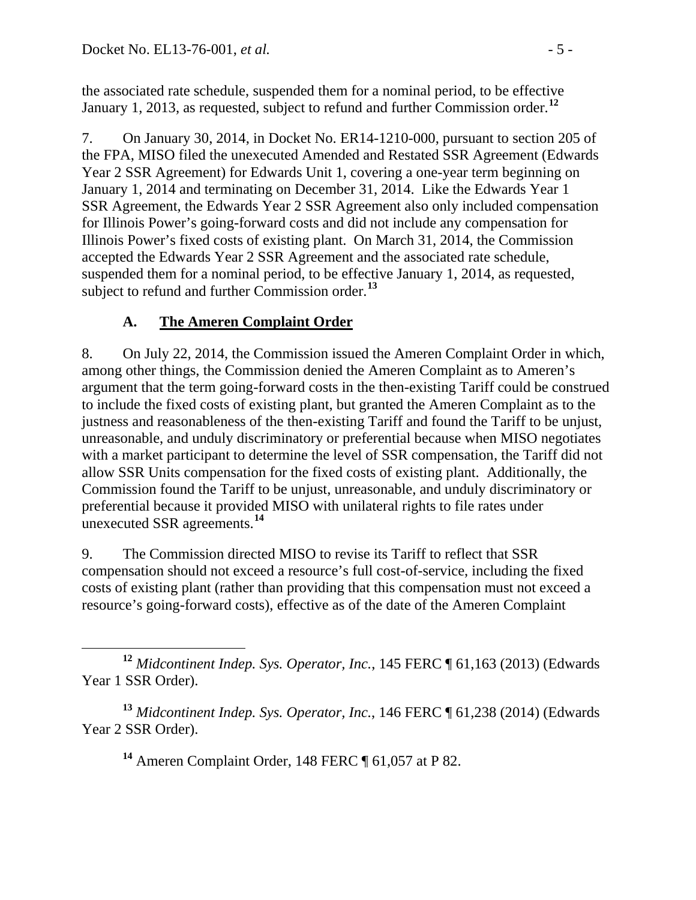the associated rate schedule, suspended them for a nominal period, to be effective January 1, 2013, as requested, subject to refund and further Commission order.[12]

7. On January 30, 2014, in Docket No. ER14-1210-000, pursuant to section 205 of the FPA, MISO filed the unexecuted Amended and Restated SSR Agreement (Edwards Year 2 SSR Agreement) for Edwards Unit 1, covering a one-year term beginning on January 1, 2014 and terminating on December 31, 2014. Like the Edwards Year 1 SSR Agreement, the Edwards Year 2 SSR Agreement also only included compensation for Illinois Power's going-forward costs and did not include any compensation for Illinois Power's fixed costs of existing plant. On March 31, 2014, the Commission accepted the Edwards Year 2 SSR Agreement and the associated rate schedule, suspended them for a nominal period, to be effective January 1, 2014, as requested, subject to refund and further Commission order.[13]

### A. <u>The Ameren Complaint Order</u>

8. On July 22, 2014, the Commission issued the Ameren Complaint Order in which, among other things, the Commission denied the Ameren Complaint as to Ameren's argument that the term going-forward costs in the then-existing Tariff could be construed to include the fixed costs of existing plant, but granted the Ameren Complaint as to the justness and reasonableness of the then-existing Tariff and found the Tariff to be unjust, unreasonable, and unduly discriminatory or preferential because when MISO negotiates with a market participant to determine the level of SSR compensation, the Tariff did not allow SSR Units compensation for the fixed costs of existing plant. Additionally, the Commission found the Tariff to be unjust, unreasonable, and unduly discriminatory or preferential because it provided MISO with unilateral rights to file rates under unexecuted SSR agreements.[14]

9. The Commission directed MISO to revise its Tariff to reflect that SSR compensation should not exceed a resource's full cost-of-service, including the fixed costs of existing plant (rather than providing that this compensation must not exceed a resource's going-forward costs), effective as of the date of the Ameren Complaint

---

[12] *Midcontinent Indep. Sys. Operator, Inc.*, 145 FERC ¶ 61,163 (2013) (Edwards Year 1 SSR Order).

[13] *Midcontinent Indep. Sys. Operator, Inc.*, 146 FERC ¶ 61,238 (2014) (Edwards Year 2 SSR Order).

[14] Ameren Complaint Order, 148 FERC ¶ 61,057 at P 82.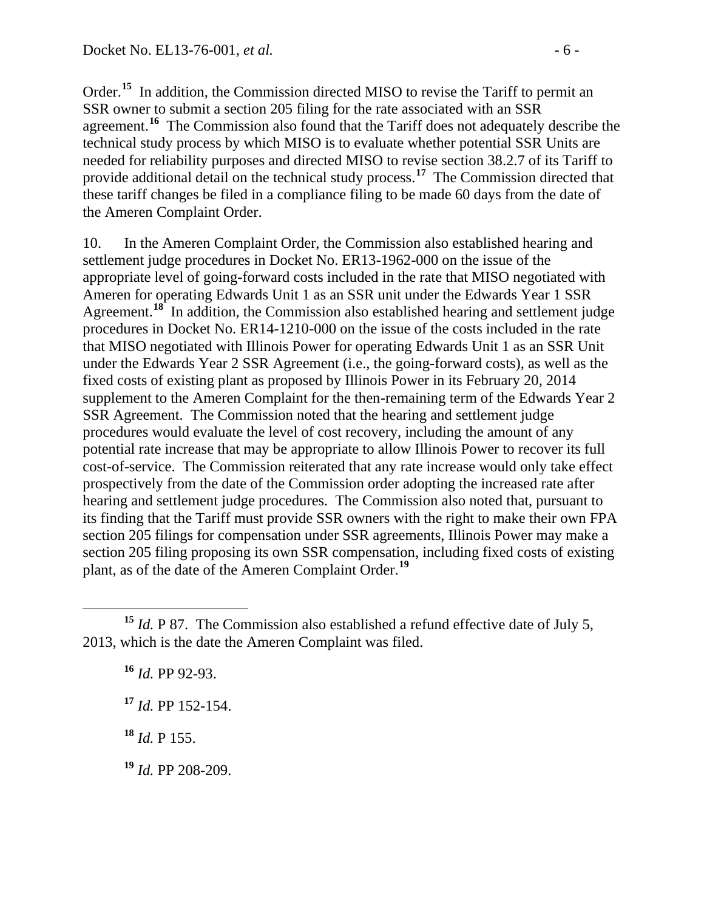Order.[15] In addition, the Commission directed MISO to revise the Tariff to permit an SSR owner to submit a section 205 filing for the rate associated with an SSR agreement.[16] The Commission also found that the Tariff does not adequately describe the technical study process by which MISO is to evaluate whether potential SSR Units are needed for reliability purposes and directed MISO to revise section 38.2.7 of its Tariff to provide additional detail on the technical study process.[17] The Commission directed that these tariff changes be filed in a compliance filing to be made 60 days from the date of the Ameren Complaint Order.

10. In the Ameren Complaint Order, the Commission also established hearing and settlement judge procedures in Docket No. ER13-1962-000 on the issue of the appropriate level of going-forward costs included in the rate that MISO negotiated with Ameren for operating Edwards Unit 1 as an SSR unit under the Edwards Year 1 SSR Agreement.[18] In addition, the Commission also established hearing and settlement judge procedures in Docket No. ER14-1210-000 on the issue of the costs included in the rate that MISO negotiated with Illinois Power for operating Edwards Unit 1 as an SSR Unit under the Edwards Year 2 SSR Agreement (i.e., the going-forward costs), as well as the fixed costs of existing plant as proposed by Illinois Power in its February 20, 2014 supplement to the Ameren Complaint for the then-remaining term of the Edwards Year 2 SSR Agreement. The Commission noted that the hearing and settlement judge procedures would evaluate the level of cost recovery, including the amount of any potential rate increase that may be appropriate to allow Illinois Power to recover its full cost-of-service. The Commission reiterated that any rate increase would only take effect prospectively from the date of the Commission order adopting the increased rate after hearing and settlement judge procedures. The Commission also noted that, pursuant to its finding that the Tariff must provide SSR owners with the right to make their own FPA section 205 filings for compensation under SSR agreements, Illinois Power may make a section 205 filing proposing its own SSR compensation, including fixed costs of existing plant, as of the date of the Ameren Complaint Order.[19]

---

[15] *Id.* P 87. The Commission also established a refund effective date of July 5, 2013, which is the date the Ameren Complaint was filed.

[16] *Id.* PP 92-93.

[17] *Id.* PP 152-154.

[18] *Id.* P 155.

[19] *Id.* PP 208-209.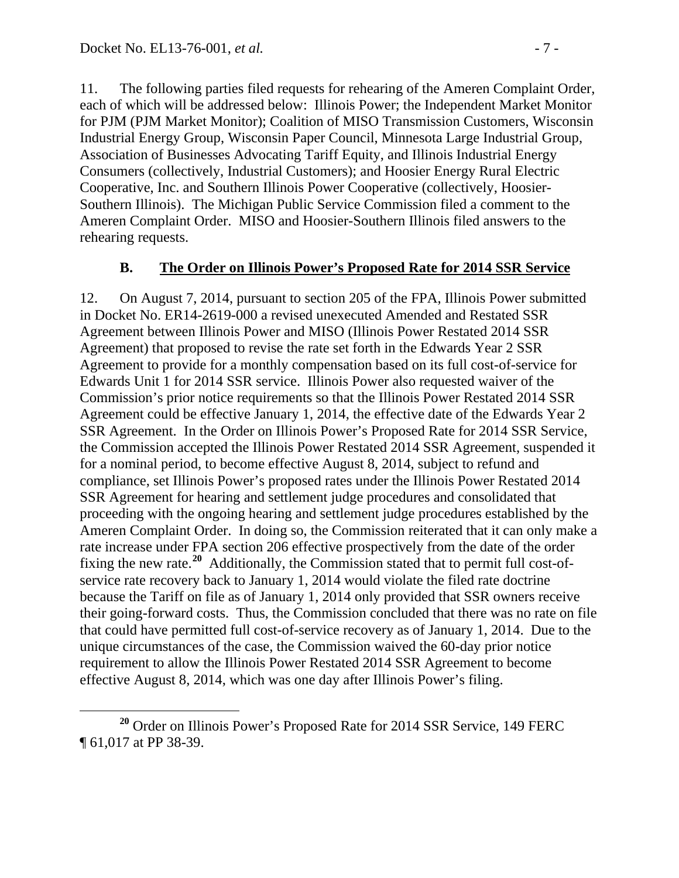11. The following parties filed requests for rehearing of the Ameren Complaint Order, each of which will be addressed below: Illinois Power; the Independent Market Monitor for PJM (PJM Market Monitor); Coalition of MISO Transmission Customers, Wisconsin Industrial Energy Group, Wisconsin Paper Council, Minnesota Large Industrial Group, Association of Businesses Advocating Tariff Equity, and Illinois Industrial Energy Consumers (collectively, Industrial Customers); and Hoosier Energy Rural Electric Cooperative, Inc. and Southern Illinois Power Cooperative (collectively, Hoosier-Southern Illinois). The Michigan Public Service Commission filed a comment to the Ameren Complaint Order. MISO and Hoosier-Southern Illinois filed answers to the rehearing requests.

### B. The Order on Illinois Power's Proposed Rate for 2014 SSR Service

12. On August 7, 2014, pursuant to section 205 of the FPA, Illinois Power submitted in Docket No. ER14-2619-000 a revised unexecuted Amended and Restated SSR Agreement between Illinois Power and MISO (Illinois Power Restated 2014 SSR Agreement) that proposed to revise the rate set forth in the Edwards Year 2 SSR Agreement to provide for a monthly compensation based on its full cost-of-service for Edwards Unit 1 for 2014 SSR service. Illinois Power also requested waiver of the Commission's prior notice requirements so that the Illinois Power Restated 2014 SSR Agreement could be effective January 1, 2014, the effective date of the Edwards Year 2 SSR Agreement. In the Order on Illinois Power's Proposed Rate for 2014 SSR Service, the Commission accepted the Illinois Power Restated 2014 SSR Agreement, suspended it for a nominal period, to become effective August 8, 2014, subject to refund and compliance, set Illinois Power's proposed rates under the Illinois Power Restated 2014 SSR Agreement for hearing and settlement judge procedures and consolidated that proceeding with the ongoing hearing and settlement judge procedures established by the Ameren Complaint Order. In doing so, the Commission reiterated that it can only make a rate increase under FPA section 206 effective prospectively from the date of the order fixing the new rate.[20] Additionally, the Commission stated that to permit full cost-of-service rate recovery back to January 1, 2014 would violate the filed rate doctrine because the Tariff on file as of January 1, 2014 only provided that SSR owners receive their going-forward costs. Thus, the Commission concluded that there was no rate on file that could have permitted full cost-of-service recovery as of January 1, 2014. Due to the unique circumstances of the case, the Commission waived the 60-day prior notice requirement to allow the Illinois Power Restated 2014 SSR Agreement to become effective August 8, 2014, which was one day after Illinois Power's filing.

---

[20] Order on Illinois Power's Proposed Rate for 2014 SSR Service, 149 FERC ¶ 61,017 at PP 38-39.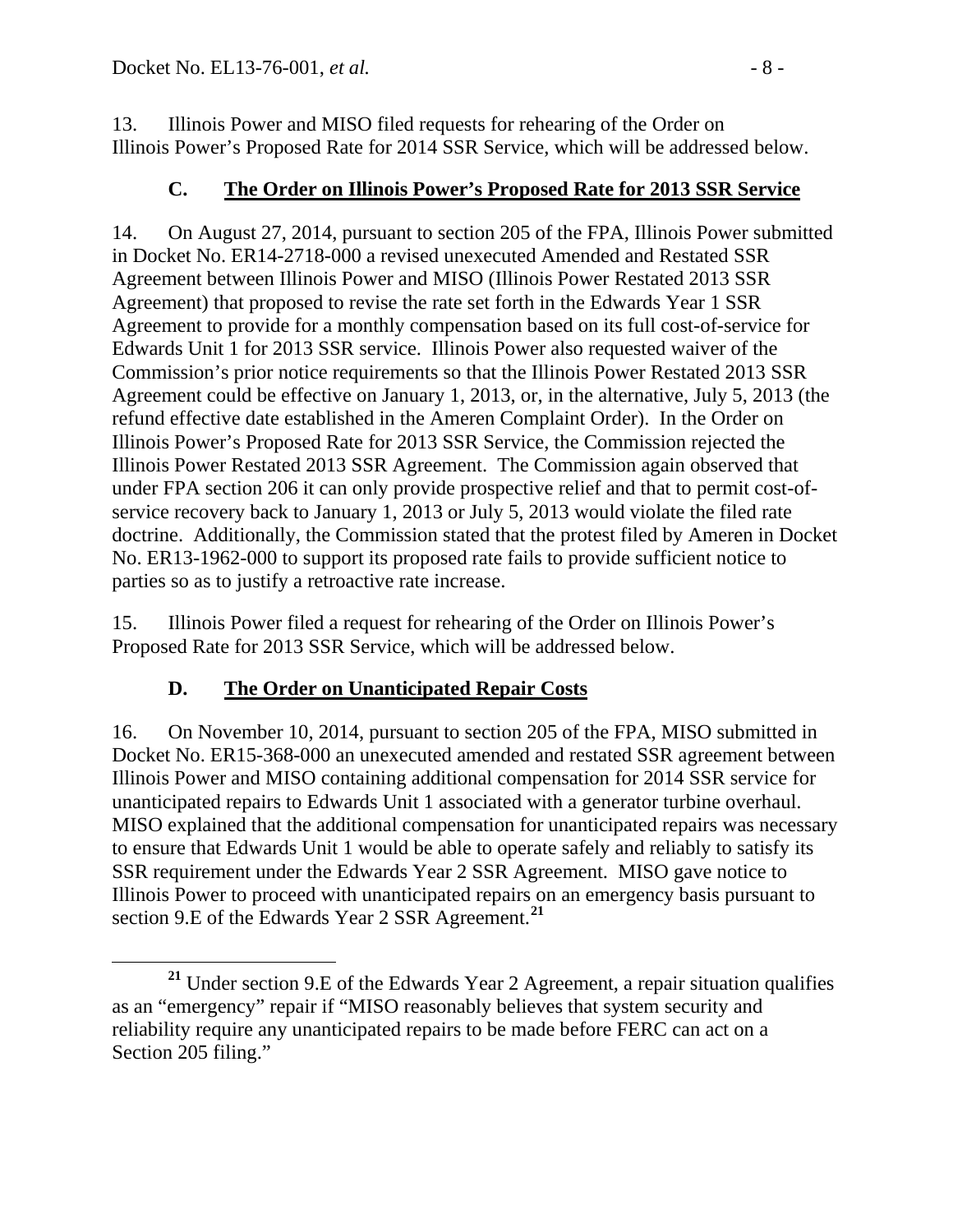13. Illinois Power and MISO filed requests for rehearing of the Order on Illinois Power's Proposed Rate for 2014 SSR Service, which will be addressed below.

### C. The Order on Illinois Power's Proposed Rate for 2013 SSR Service

14. On August 27, 2014, pursuant to section 205 of the FPA, Illinois Power submitted in Docket No. ER14-2718-000 a revised unexecuted Amended and Restated SSR Agreement between Illinois Power and MISO (Illinois Power Restated 2013 SSR Agreement) that proposed to revise the rate set forth in the Edwards Year 1 SSR Agreement to provide for a monthly compensation based on its full cost-of-service for Edwards Unit 1 for 2013 SSR service. Illinois Power also requested waiver of the Commission's prior notice requirements so that the Illinois Power Restated 2013 SSR Agreement could be effective on January 1, 2013, or, in the alternative, July 5, 2013 (the refund effective date established in the Ameren Complaint Order). In the Order on Illinois Power's Proposed Rate for 2013 SSR Service, the Commission rejected the Illinois Power Restated 2013 SSR Agreement. The Commission again observed that under FPA section 206 it can only provide prospective relief and that to permit cost-of-service recovery back to January 1, 2013 or July 5, 2013 would violate the filed rate doctrine. Additionally, the Commission stated that the protest filed by Ameren in Docket No. ER13-1962-000 to support its proposed rate fails to provide sufficient notice to parties so as to justify a retroactive rate increase.

15. Illinois Power filed a request for rehearing of the Order on Illinois Power's Proposed Rate for 2013 SSR Service, which will be addressed below.

### D. The Order on Unanticipated Repair Costs

16. On November 10, 2014, pursuant to section 205 of the FPA, MISO submitted in Docket No. ER15-368-000 an unexecuted amended and restated SSR agreement between Illinois Power and MISO containing additional compensation for 2014 SSR service for unanticipated repairs to Edwards Unit 1 associated with a generator turbine overhaul. MISO explained that the additional compensation for unanticipated repairs was necessary to ensure that Edwards Unit 1 would be able to operate safely and reliably to satisfy its SSR requirement under the Edwards Year 2 SSR Agreement. MISO gave notice to Illinois Power to proceed with unanticipated repairs on an emergency basis pursuant to section 9.E of the Edwards Year 2 SSR Agreement.[21]

[21] Under section 9.E of the Edwards Year 2 Agreement, a repair situation qualifies as an "emergency" repair if "MISO reasonably believes that system security and reliability require any unanticipated repairs to be made before FERC can act on a Section 205 filing."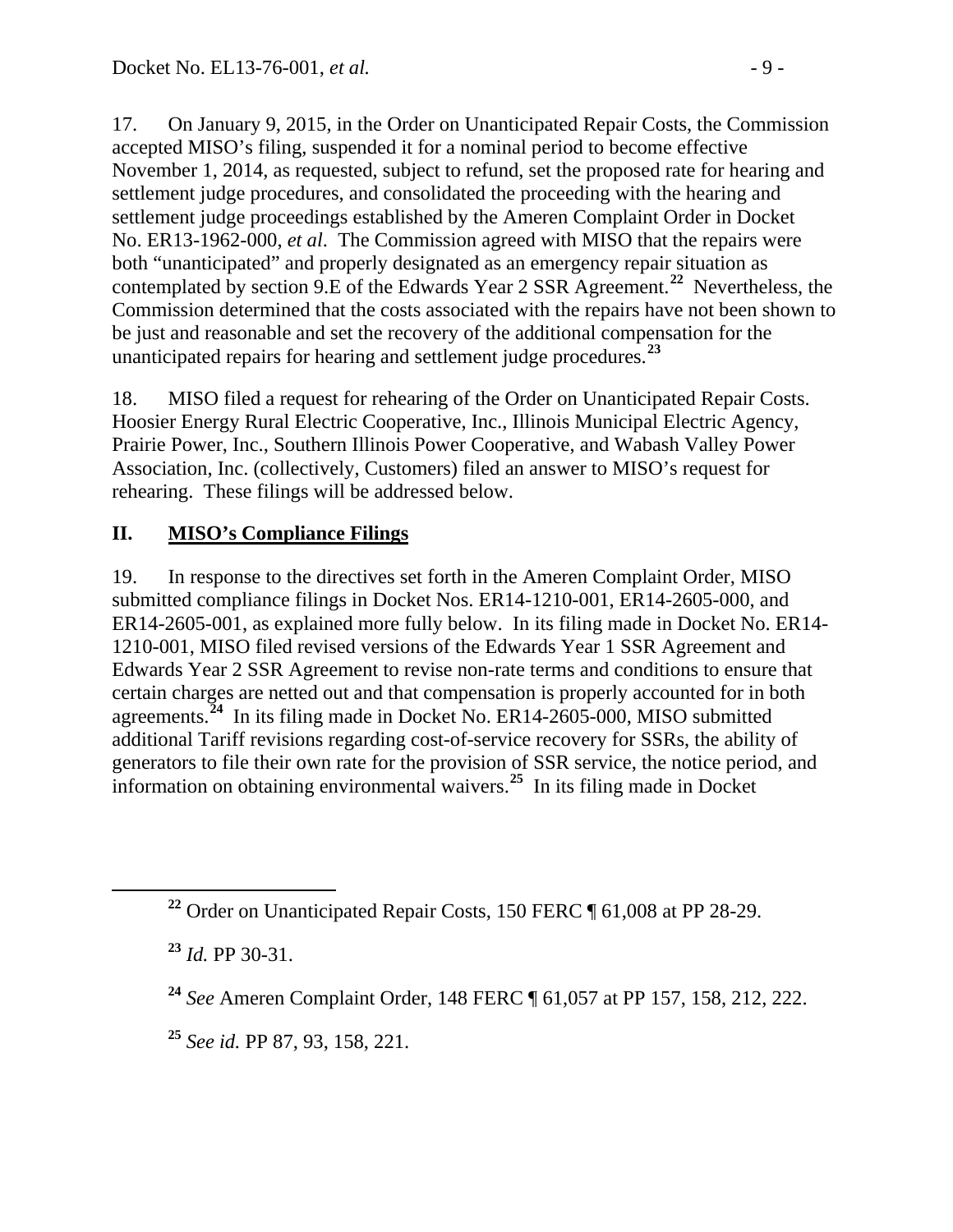17. On January 9, 2015, in the Order on Unanticipated Repair Costs, the Commission accepted MISO's filing, suspended it for a nominal period to become effective November 1, 2014, as requested, subject to refund, set the proposed rate for hearing and settlement judge procedures, and consolidated the proceeding with the hearing and settlement judge proceedings established by the Ameren Complaint Order in Docket No. ER13-1962-000, *et al*. The Commission agreed with MISO that the repairs were both "unanticipated" and properly designated as an emergency repair situation as contemplated by section 9.E of the Edwards Year 2 SSR Agreement.[22] Nevertheless, the Commission determined that the costs associated with the repairs have not been shown to be just and reasonable and set the recovery of the additional compensation for the unanticipated repairs for hearing and settlement judge procedures.[23]

18. MISO filed a request for rehearing of the Order on Unanticipated Repair Costs. Hoosier Energy Rural Electric Cooperative, Inc., Illinois Municipal Electric Agency, Prairie Power, Inc., Southern Illinois Power Cooperative, and Wabash Valley Power Association, Inc. (collectively, Customers) filed an answer to MISO's request for rehearing. These filings will be addressed below.

## II. MISO's Compliance Filings

19. In response to the directives set forth in the Ameren Complaint Order, MISO submitted compliance filings in Docket Nos. ER14-1210-001, ER14-2605-000, and ER14-2605-001, as explained more fully below. In its filing made in Docket No. ER14-1210-001, MISO filed revised versions of the Edwards Year 1 SSR Agreement and Edwards Year 2 SSR Agreement to revise non-rate terms and conditions to ensure that certain charges are netted out and that compensation is properly accounted for in both agreements.[24] In its filing made in Docket No. ER14-2605-000, MISO submitted additional Tariff revisions regarding cost-of-service recovery for SSRs, the ability of generators to file their own rate for the provision of SSR service, the notice period, and information on obtaining environmental waivers.[25] In its filing made in Docket

---

[22] Order on Unanticipated Repair Costs, 150 FERC ¶ 61,008 at PP 28-29.

[23] *Id.* PP 30-31.

[24] *See* Ameren Complaint Order, 148 FERC ¶ 61,057 at PP 157, 158, 212, 222.

[25] *See id.* PP 87, 93, 158, 221.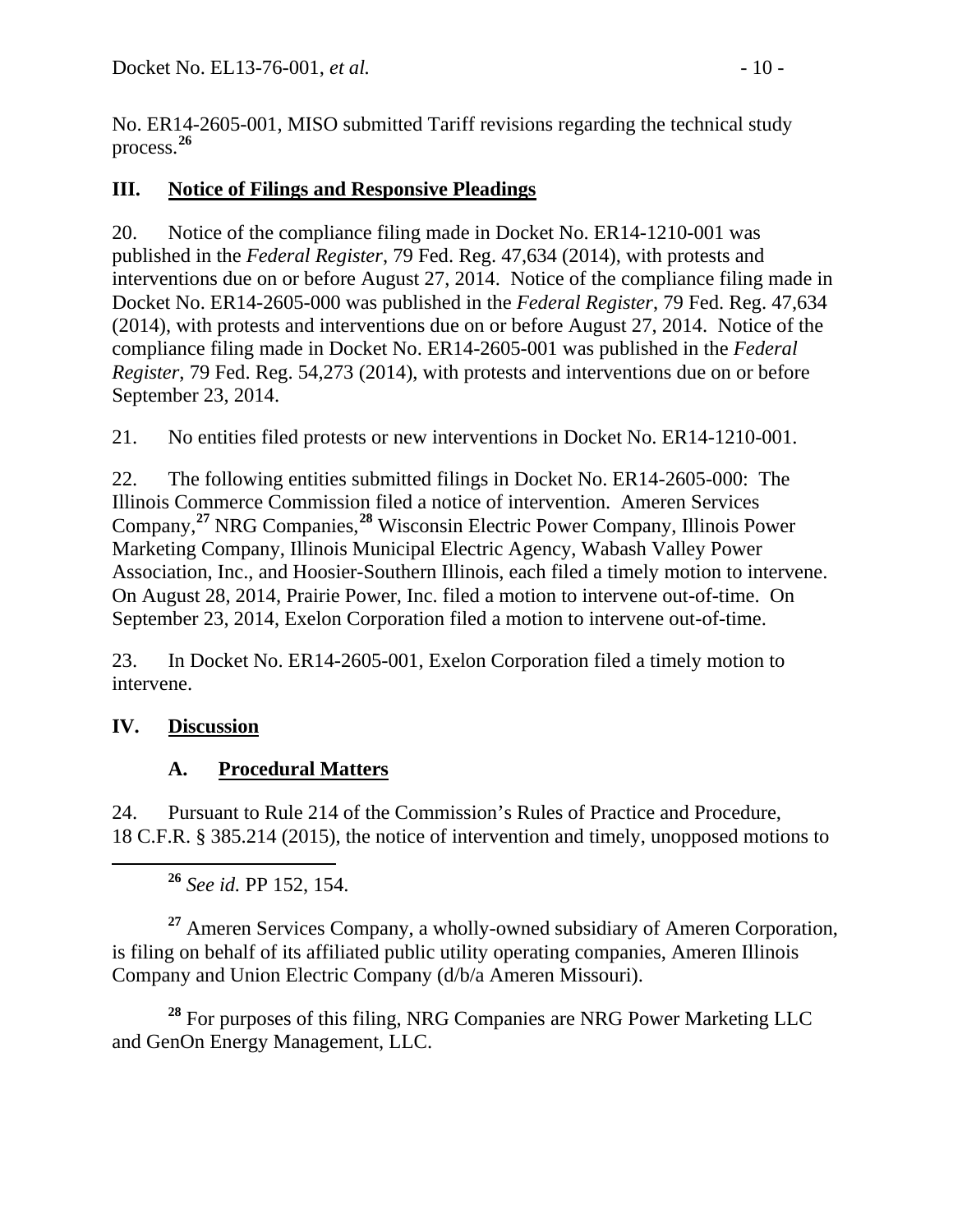No. ER14-2605-001, MISO submitted Tariff revisions regarding the technical study process.[26]

## III. Notice of Filings and Responsive Pleadings

20. Notice of the compliance filing made in Docket No. ER14-1210-001 was published in the *Federal Register*, 79 Fed. Reg. 47,634 (2014), with protests and interventions due on or before August 27, 2014. Notice of the compliance filing made in Docket No. ER14-2605-000 was published in the *Federal Register*, 79 Fed. Reg. 47,634 (2014), with protests and interventions due on or before August 27, 2014. Notice of the compliance filing made in Docket No. ER14-2605-001 was published in the *Federal Register*, 79 Fed. Reg. 54,273 (2014), with protests and interventions due on or before September 23, 2014.

21. No entities filed protests or new interventions in Docket No. ER14-1210-001.

22. The following entities submitted filings in Docket No. ER14-2605-000: The Illinois Commerce Commission filed a notice of intervention. Ameren Services Company,[27] NRG Companies,[28] Wisconsin Electric Power Company, Illinois Power Marketing Company, Illinois Municipal Electric Agency, Wabash Valley Power Association, Inc., and Hoosier-Southern Illinois, each filed a timely motion to intervene. On August 28, 2014, Prairie Power, Inc. filed a motion to intervene out-of-time. On September 23, 2014, Exelon Corporation filed a motion to intervene out-of-time.

23. In Docket No. ER14-2605-001, Exelon Corporation filed a timely motion to intervene.

## IV. Discussion

### A. Procedural Matters

24. Pursuant to Rule 214 of the Commission's Rules of Practice and Procedure, 18 C.F.R. § 385.214 (2015), the notice of intervention and timely, unopposed motions to

---

[26] *See id.* PP 152, 154.

[27] Ameren Services Company, a wholly-owned subsidiary of Ameren Corporation, is filing on behalf of its affiliated public utility operating companies, Ameren Illinois Company and Union Electric Company (d/b/a Ameren Missouri).

[28] For purposes of this filing, NRG Companies are NRG Power Marketing LLC and GenOn Energy Management, LLC.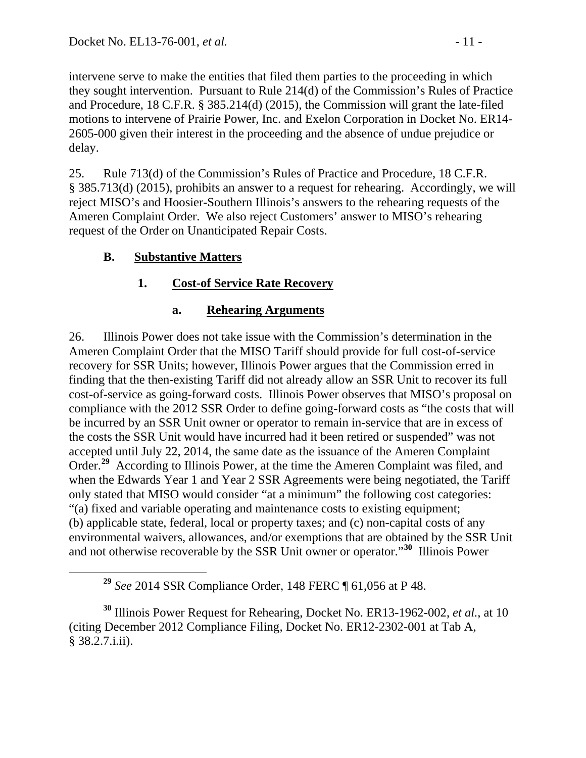intervene serve to make the entities that filed them parties to the proceeding in which they sought intervention. Pursuant to Rule 214(d) of the Commission's Rules of Practice and Procedure, 18 C.F.R. § 385.214(d) (2015), the Commission will grant the late-filed motions to intervene of Prairie Power, Inc. and Exelon Corporation in Docket No. ER14-2605-000 given their interest in the proceeding and the absence of undue prejudice or delay.

25. Rule 713(d) of the Commission's Rules of Practice and Procedure, 18 C.F.R. § 385.713(d) (2015), prohibits an answer to a request for rehearing. Accordingly, we will reject MISO's and Hoosier-Southern Illinois's answers to the rehearing requests of the Ameren Complaint Order. We also reject Customers' answer to MISO's rehearing request of the Order on Unanticipated Repair Costs.

## B. Substantive Matters

### 1. Cost-of Service Rate Recovery

#### a. Rehearing Arguments

26. Illinois Power does not take issue with the Commission's determination in the Ameren Complaint Order that the MISO Tariff should provide for full cost-of-service recovery for SSR Units; however, Illinois Power argues that the Commission erred in finding that the then-existing Tariff did not already allow an SSR Unit to recover its full cost-of-service as going-forward costs. Illinois Power observes that MISO's proposal on compliance with the 2012 SSR Order to define going-forward costs as "the costs that will be incurred by an SSR Unit owner or operator to remain in-service that are in excess of the costs the SSR Unit would have incurred had it been retired or suspended" was not accepted until July 22, 2014, the same date as the issuance of the Ameren Complaint Order.[29] According to Illinois Power, at the time the Ameren Complaint was filed, and when the Edwards Year 1 and Year 2 SSR Agreements were being negotiated, the Tariff only stated that MISO would consider "at a minimum" the following cost categories: "(a) fixed and variable operating and maintenance costs to existing equipment; (b) applicable state, federal, local or property taxes; and (c) non-capital costs of any environmental waivers, allowances, and/or exemptions that are obtained by the SSR Unit and not otherwise recoverable by the SSR Unit owner or operator."[30] Illinois Power

[29] *See* 2014 SSR Compliance Order, 148 FERC ¶ 61,056 at P 48.

[30] Illinois Power Request for Rehearing, Docket No. ER13-1962-002, *et al.*, at 10 (citing December 2012 Compliance Filing, Docket No. ER12-2302-001 at Tab A, § 38.2.7.i.ii).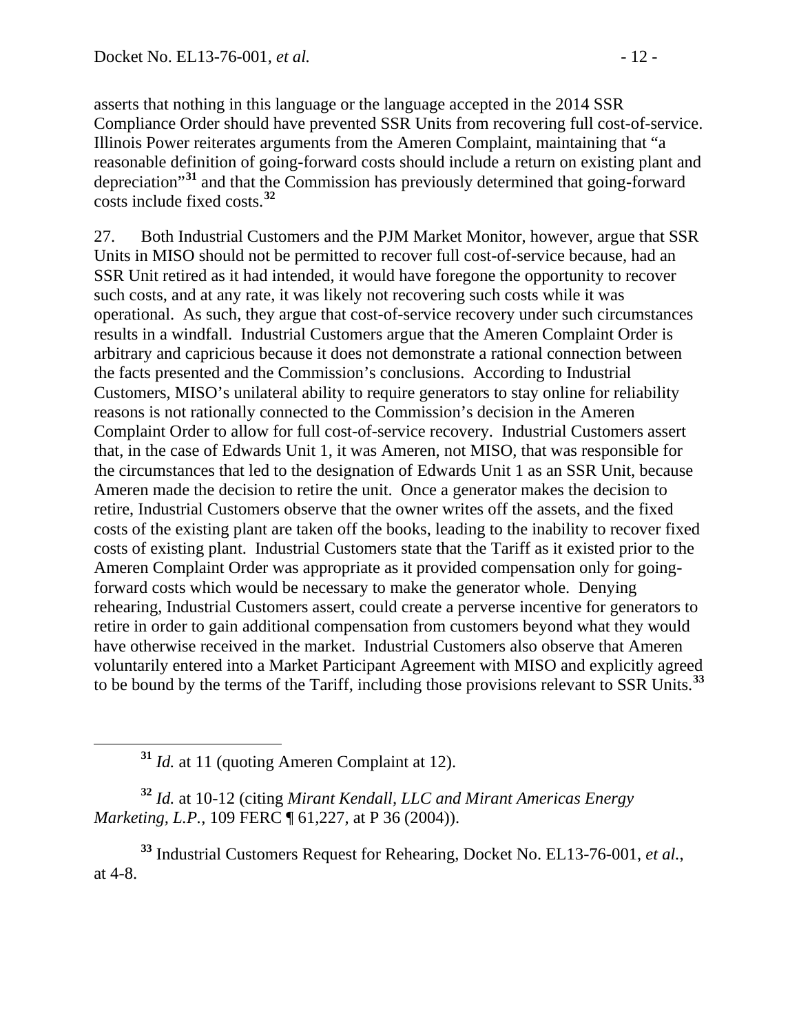asserts that nothing in this language or the language accepted in the 2014 SSR Compliance Order should have prevented SSR Units from recovering full cost-of-service. Illinois Power reiterates arguments from the Ameren Complaint, maintaining that "a reasonable definition of going-forward costs should include a return on existing plant and depreciation"[31] and that the Commission has previously determined that going-forward costs include fixed costs.[32]

27. Both Industrial Customers and the PJM Market Monitor, however, argue that SSR Units in MISO should not be permitted to recover full cost-of-service because, had an SSR Unit retired as it had intended, it would have foregone the opportunity to recover such costs, and at any rate, it was likely not recovering such costs while it was operational. As such, they argue that cost-of-service recovery under such circumstances results in a windfall. Industrial Customers argue that the Ameren Complaint Order is arbitrary and capricious because it does not demonstrate a rational connection between the facts presented and the Commission's conclusions. According to Industrial Customers, MISO's unilateral ability to require generators to stay online for reliability reasons is not rationally connected to the Commission's decision in the Ameren Complaint Order to allow for full cost-of-service recovery. Industrial Customers assert that, in the case of Edwards Unit 1, it was Ameren, not MISO, that was responsible for the circumstances that led to the designation of Edwards Unit 1 as an SSR Unit, because Ameren made the decision to retire the unit. Once a generator makes the decision to retire, Industrial Customers observe that the owner writes off the assets, and the fixed costs of the existing plant are taken off the books, leading to the inability to recover fixed costs of existing plant. Industrial Customers state that the Tariff as it existed prior to the Ameren Complaint Order was appropriate as it provided compensation only for going-forward costs which would be necessary to make the generator whole. Denying rehearing, Industrial Customers assert, could create a perverse incentive for generators to retire in order to gain additional compensation from customers beyond what they would have otherwise received in the market. Industrial Customers also observe that Ameren voluntarily entered into a Market Participant Agreement with MISO and explicitly agreed to be bound by the terms of the Tariff, including those provisions relevant to SSR Units.[33]

---

[31] *Id.* at 11 (quoting Ameren Complaint at 12).

[32] *Id.* at 10-12 (citing *Mirant Kendall, LLC and Mirant Americas Energy Marketing, L.P.*, 109 FERC ¶ 61,227, at P 36 (2004)).

[33] Industrial Customers Request for Rehearing, Docket No. EL13-76-001, *et al.*, at 4-8.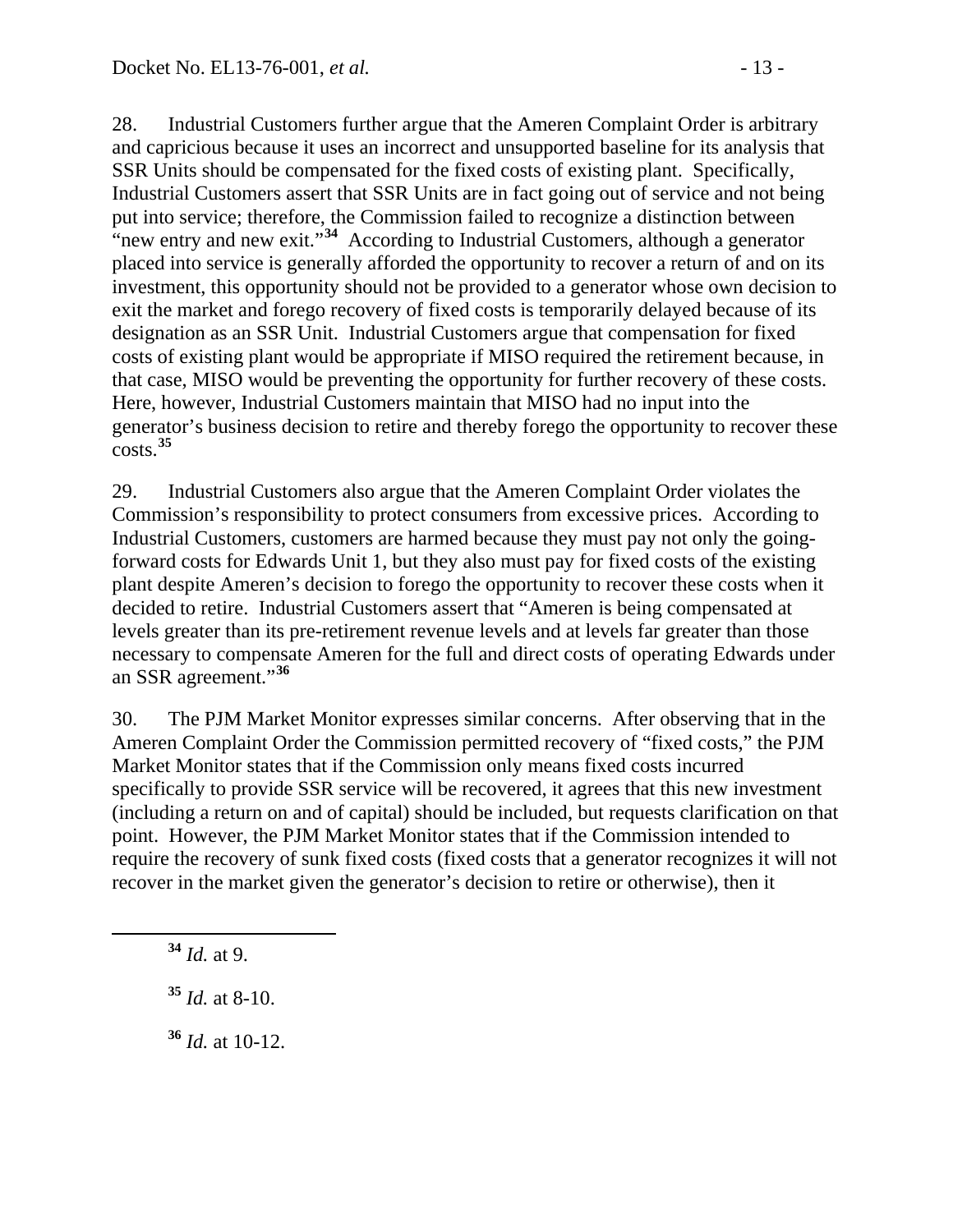28. Industrial Customers further argue that the Ameren Complaint Order is arbitrary and capricious because it uses an incorrect and unsupported baseline for its analysis that SSR Units should be compensated for the fixed costs of existing plant. Specifically, Industrial Customers assert that SSR Units are in fact going out of service and not being put into service; therefore, the Commission failed to recognize a distinction between "new entry and new exit."[34] According to Industrial Customers, although a generator placed into service is generally afforded the opportunity to recover a return of and on its investment, this opportunity should not be provided to a generator whose own decision to exit the market and forego recovery of fixed costs is temporarily delayed because of its designation as an SSR Unit. Industrial Customers argue that compensation for fixed costs of existing plant would be appropriate if MISO required the retirement because, in that case, MISO would be preventing the opportunity for further recovery of these costs. Here, however, Industrial Customers maintain that MISO had no input into the generator's business decision to retire and thereby forego the opportunity to recover these costs.[35]

29. Industrial Customers also argue that the Ameren Complaint Order violates the Commission's responsibility to protect consumers from excessive prices. According to Industrial Customers, customers are harmed because they must pay not only the going-forward costs for Edwards Unit 1, but they also must pay for fixed costs of the existing plant despite Ameren's decision to forego the opportunity to recover these costs when it decided to retire. Industrial Customers assert that "Ameren is being compensated at levels greater than its pre-retirement revenue levels and at levels far greater than those necessary to compensate Ameren for the full and direct costs of operating Edwards under an SSR agreement."[36]

30. The PJM Market Monitor expresses similar concerns. After observing that in the Ameren Complaint Order the Commission permitted recovery of "fixed costs," the PJM Market Monitor states that if the Commission only means fixed costs incurred specifically to provide SSR service will be recovered, it agrees that this new investment (including a return on and of capital) should be included, but requests clarification on that point. However, the PJM Market Monitor states that if the Commission intended to require the recovery of sunk fixed costs (fixed costs that a generator recognizes it will not recover in the market given the generator's decision to retire or otherwise), then it

[34] *Id.* at 9.

[35] *Id.* at 8-10.

[36] *Id.* at 10-12.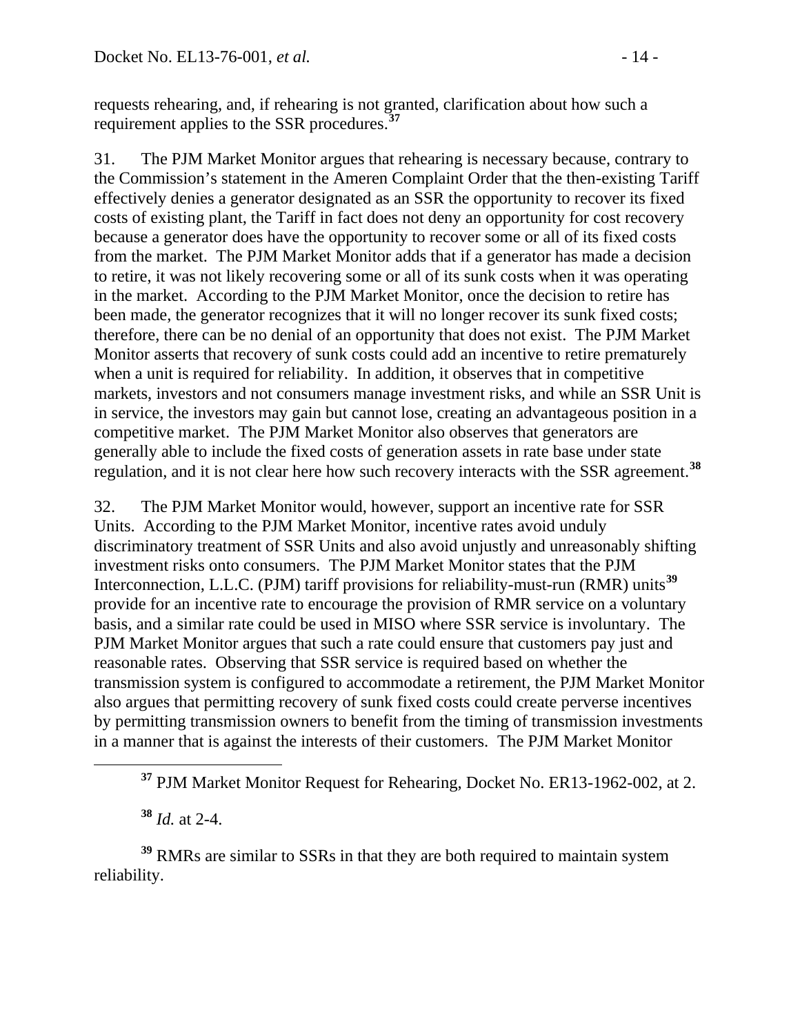requests rehearing, and, if rehearing is not granted, clarification about how such a requirement applies to the SSR procedures.[37]

31. The PJM Market Monitor argues that rehearing is necessary because, contrary to the Commission's statement in the Ameren Complaint Order that the then-existing Tariff effectively denies a generator designated as an SSR the opportunity to recover its fixed costs of existing plant, the Tariff in fact does not deny an opportunity for cost recovery because a generator does have the opportunity to recover some or all of its fixed costs from the market. The PJM Market Monitor adds that if a generator has made a decision to retire, it was not likely recovering some or all of its sunk costs when it was operating in the market. According to the PJM Market Monitor, once the decision to retire has been made, the generator recognizes that it will no longer recover its sunk fixed costs; therefore, there can be no denial of an opportunity that does not exist. The PJM Market Monitor asserts that recovery of sunk costs could add an incentive to retire prematurely when a unit is required for reliability. In addition, it observes that in competitive markets, investors and not consumers manage investment risks, and while an SSR Unit is in service, the investors may gain but cannot lose, creating an advantageous position in a competitive market. The PJM Market Monitor also observes that generators are generally able to include the fixed costs of generation assets in rate base under state regulation, and it is not clear here how such recovery interacts with the SSR agreement.[38]

32. The PJM Market Monitor would, however, support an incentive rate for SSR Units. According to the PJM Market Monitor, incentive rates avoid unduly discriminatory treatment of SSR Units and also avoid unjustly and unreasonably shifting investment risks onto consumers. The PJM Market Monitor states that the PJM Interconnection, L.L.C. (PJM) tariff provisions for reliability-must-run (RMR) units[39] provide for an incentive rate to encourage the provision of RMR service on a voluntary basis, and a similar rate could be used in MISO where SSR service is involuntary. The PJM Market Monitor argues that such a rate could ensure that customers pay just and reasonable rates. Observing that SSR service is required based on whether the transmission system is configured to accommodate a retirement, the PJM Market Monitor also argues that permitting recovery of sunk fixed costs could create perverse incentives by permitting transmission owners to benefit from the timing of transmission investments in a manner that is against the interests of their customers. The PJM Market Monitor

---

[37] PJM Market Monitor Request for Rehearing, Docket No. ER13-1962-002, at 2.

[38] *Id.* at 2-4.

[39] RMRs are similar to SSRs in that they are both required to maintain system reliability.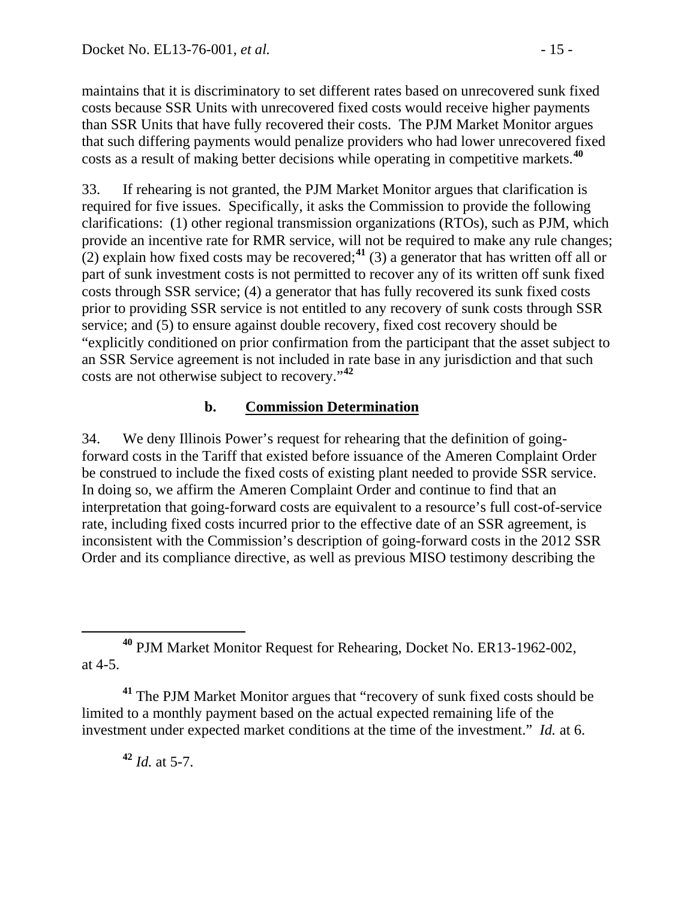maintains that it is discriminatory to set different rates based on unrecovered sunk fixed costs because SSR Units with unrecovered fixed costs would receive higher payments than SSR Units that have fully recovered their costs. The PJM Market Monitor argues that such differing payments would penalize providers who had lower unrecovered fixed costs as a result of making better decisions while operating in competitive markets.[40]

33. If rehearing is not granted, the PJM Market Monitor argues that clarification is required for five issues. Specifically, it asks the Commission to provide the following clarifications: (1) other regional transmission organizations (RTOs), such as PJM, which provide an incentive rate for RMR service, will not be required to make any rule changes; (2) explain how fixed costs may be recovered;[41] (3) a generator that has written off all or part of sunk investment costs is not permitted to recover any of its written off sunk fixed costs through SSR service; (4) a generator that has fully recovered its sunk fixed costs prior to providing SSR service is not entitled to any recovery of sunk costs through SSR service; and (5) to ensure against double recovery, fixed cost recovery should be "explicitly conditioned on prior confirmation from the participant that the asset subject to an SSR Service agreement is not included in rate base in any jurisdiction and that such costs are not otherwise subject to recovery."[42]

### b. Commission Determination

34. We deny Illinois Power's request for rehearing that the definition of going-forward costs in the Tariff that existed before issuance of the Ameren Complaint Order be construed to include the fixed costs of existing plant needed to provide SSR service. In doing so, we affirm the Ameren Complaint Order and continue to find that an interpretation that going-forward costs are equivalent to a resource's full cost-of-service rate, including fixed costs incurred prior to the effective date of an SSR agreement, is inconsistent with the Commission's description of going-forward costs in the 2012 SSR Order and its compliance directive, as well as previous MISO testimony describing the

---

[40] PJM Market Monitor Request for Rehearing, Docket No. ER13-1962-002, at 4-5.

[41] The PJM Market Monitor argues that "recovery of sunk fixed costs should be limited to a monthly payment based on the actual expected remaining life of the investment under expected market conditions at the time of the investment." *Id.* at 6.

[42] *Id.* at 5-7.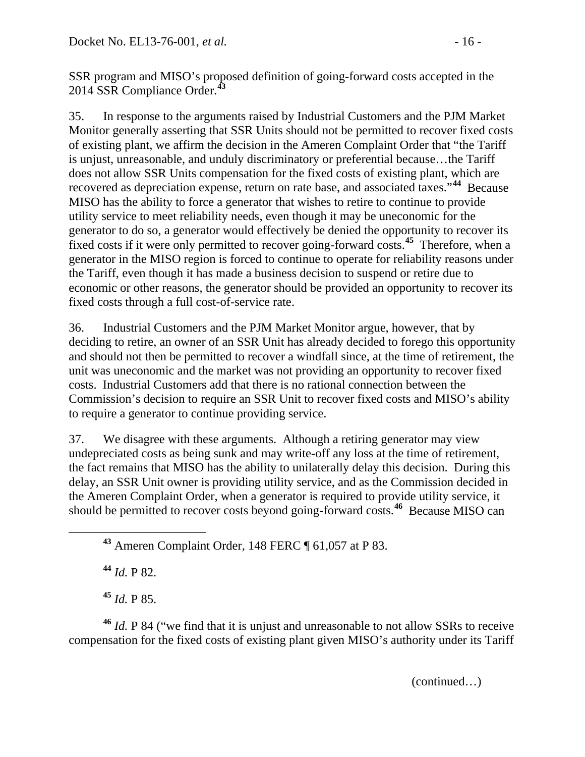SSR program and MISO's proposed definition of going-forward costs accepted in the 2014 SSR Compliance Order.[43]

35. In response to the arguments raised by Industrial Customers and the PJM Market Monitor generally asserting that SSR Units should not be permitted to recover fixed costs of existing plant, we affirm the decision in the Ameren Complaint Order that "the Tariff is unjust, unreasonable, and unduly discriminatory or preferential because…the Tariff does not allow SSR Units compensation for the fixed costs of existing plant, which are recovered as depreciation expense, return on rate base, and associated taxes."[44] Because MISO has the ability to force a generator that wishes to retire to continue to provide utility service to meet reliability needs, even though it may be uneconomic for the generator to do so, a generator would effectively be denied the opportunity to recover its fixed costs if it were only permitted to recover going-forward costs.[45] Therefore, when a generator in the MISO region is forced to continue to operate for reliability reasons under the Tariff, even though it has made a business decision to suspend or retire due to economic or other reasons, the generator should be provided an opportunity to recover its fixed costs through a full cost-of-service rate.

36. Industrial Customers and the PJM Market Monitor argue, however, that by deciding to retire, an owner of an SSR Unit has already decided to forego this opportunity and should not then be permitted to recover a windfall since, at the time of retirement, the unit was uneconomic and the market was not providing an opportunity to recover fixed costs. Industrial Customers add that there is no rational connection between the Commission's decision to require an SSR Unit to recover fixed costs and MISO's ability to require a generator to continue providing service.

37. We disagree with these arguments. Although a retiring generator may view undepreciated costs as being sunk and may write-off any loss at the time of retirement, the fact remains that MISO has the ability to unilaterally delay this decision. During this delay, an SSR Unit owner is providing utility service, and as the Commission decided in the Ameren Complaint Order, when a generator is required to provide utility service, it should be permitted to recover costs beyond going-forward costs.[46] Because MISO can

---

[43] Ameren Complaint Order, 148 FERC ¶ 61,057 at P 83.

[44] *Id.* P 82.

[45] *Id.* P 85.

[46] *Id.* P 84 ("we find that it is unjust and unreasonable to not allow SSRs to receive compensation for the fixed costs of existing plant given MISO's authority under its Tariff

(continued…)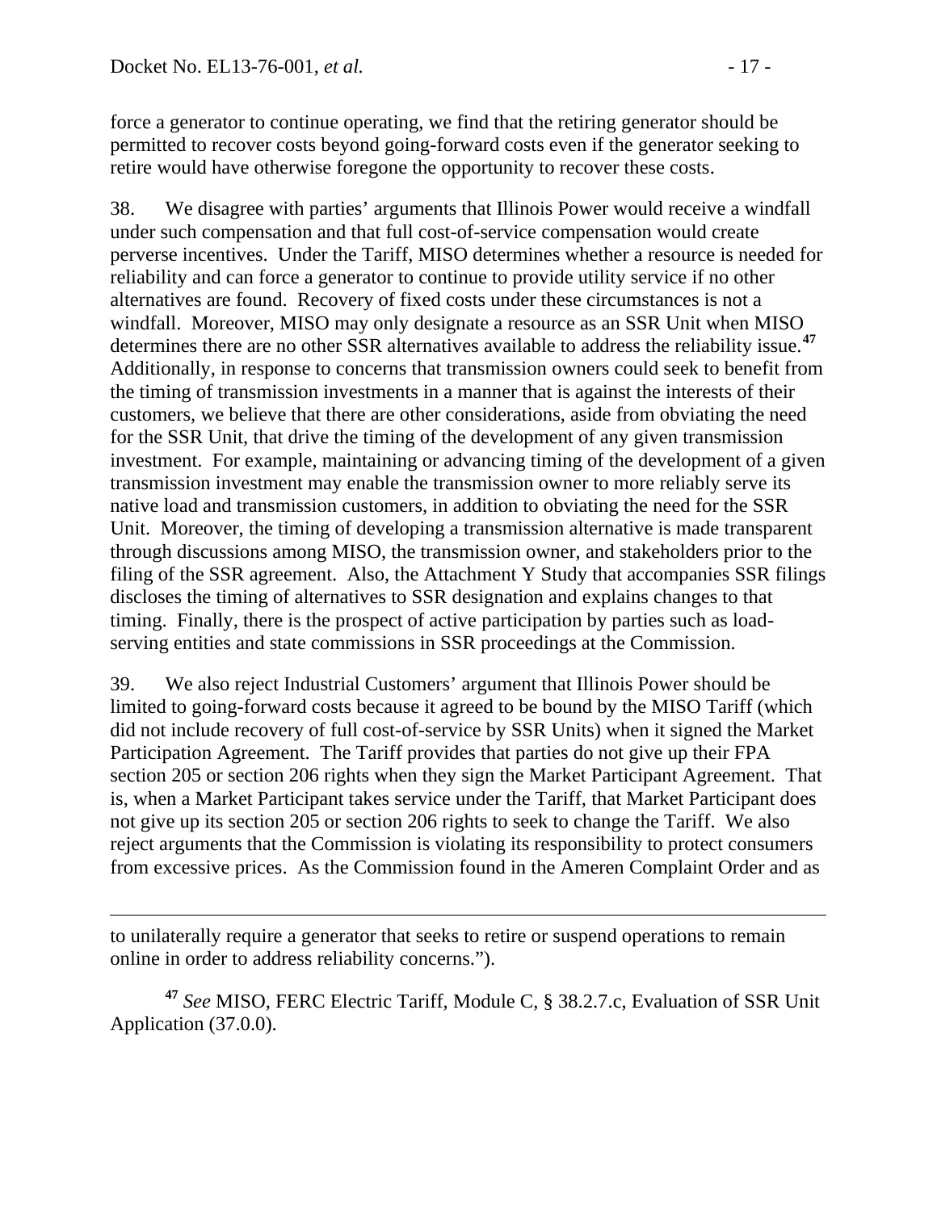force a generator to continue operating, we find that the retiring generator should be permitted to recover costs beyond going-forward costs even if the generator seeking to retire would have otherwise foregone the opportunity to recover these costs.

38. We disagree with parties' arguments that Illinois Power would receive a windfall under such compensation and that full cost-of-service compensation would create perverse incentives. Under the Tariff, MISO determines whether a resource is needed for reliability and can force a generator to continue to provide utility service if no other alternatives are found. Recovery of fixed costs under these circumstances is not a windfall. Moreover, MISO may only designate a resource as an SSR Unit when MISO determines there are no other SSR alternatives available to address the reliability issue.[47] Additionally, in response to concerns that transmission owners could seek to benefit from the timing of transmission investments in a manner that is against the interests of their customers, we believe that there are other considerations, aside from obviating the need for the SSR Unit, that drive the timing of the development of any given transmission investment. For example, maintaining or advancing timing of the development of a given transmission investment may enable the transmission owner to more reliably serve its native load and transmission customers, in addition to obviating the need for the SSR Unit. Moreover, the timing of developing a transmission alternative is made transparent through discussions among MISO, the transmission owner, and stakeholders prior to the filing of the SSR agreement. Also, the Attachment Y Study that accompanies SSR filings discloses the timing of alternatives to SSR designation and explains changes to that timing. Finally, there is the prospect of active participation by parties such as load-serving entities and state commissions in SSR proceedings at the Commission.

39. We also reject Industrial Customers' argument that Illinois Power should be limited to going-forward costs because it agreed to be bound by the MISO Tariff (which did not include recovery of full cost-of-service by SSR Units) when it signed the Market Participation Agreement. The Tariff provides that parties do not give up their FPA section 205 or section 206 rights when they sign the Market Participant Agreement. That is, when a Market Participant takes service under the Tariff, that Market Participant does not give up its section 205 or section 206 rights to seek to change the Tariff. We also reject arguments that the Commission is violating its responsibility to protect consumers from excessive prices. As the Commission found in the Ameren Complaint Order and as

---

to unilaterally require a generator that seeks to retire or suspend operations to remain online in order to address reliability concerns.").

[47] *See* MISO, FERC Electric Tariff, Module C, § 38.2.7.c, Evaluation of SSR Unit Application (37.0.0).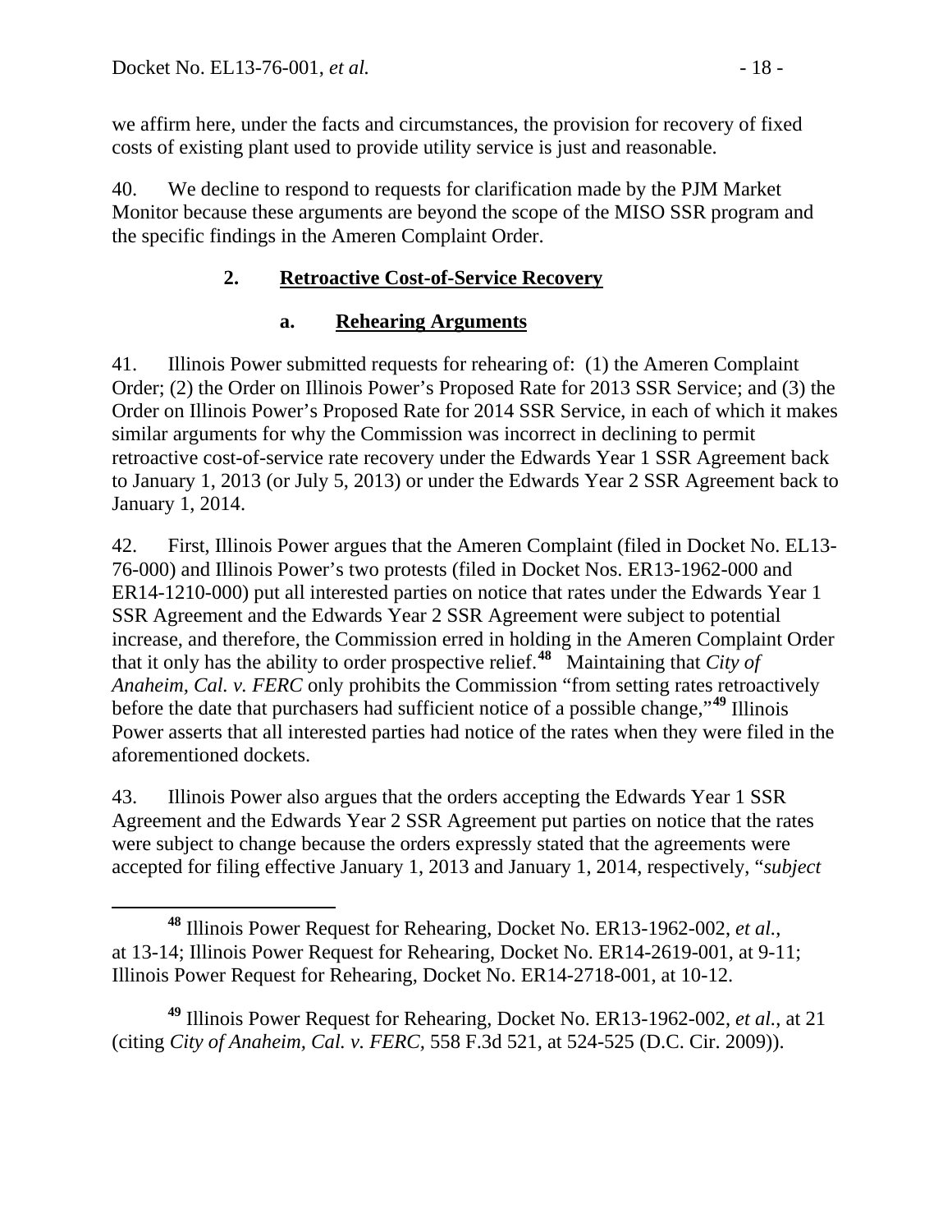we affirm here, under the facts and circumstances, the provision for recovery of fixed costs of existing plant used to provide utility service is just and reasonable.

40. We decline to respond to requests for clarification made by the PJM Market Monitor because these arguments are beyond the scope of the MISO SSR program and the specific findings in the Ameren Complaint Order.

### 2. Retroactive Cost-of-Service Recovery

#### a. Rehearing Arguments

41. Illinois Power submitted requests for rehearing of: (1) the Ameren Complaint Order; (2) the Order on Illinois Power's Proposed Rate for 2013 SSR Service; and (3) the Order on Illinois Power's Proposed Rate for 2014 SSR Service, in each of which it makes similar arguments for why the Commission was incorrect in declining to permit retroactive cost-of-service rate recovery under the Edwards Year 1 SSR Agreement back to January 1, 2013 (or July 5, 2013) or under the Edwards Year 2 SSR Agreement back to January 1, 2014.

42. First, Illinois Power argues that the Ameren Complaint (filed in Docket No. EL13-76-000) and Illinois Power's two protests (filed in Docket Nos. ER13-1962-000 and ER14-1210-000) put all interested parties on notice that rates under the Edwards Year 1 SSR Agreement and the Edwards Year 2 SSR Agreement were subject to potential increase, and therefore, the Commission erred in holding in the Ameren Complaint Order that it only has the ability to order prospective relief.[48] Maintaining that *City of Anaheim, Cal. v. FERC* only prohibits the Commission "from setting rates retroactively before the date that purchasers had sufficient notice of a possible change,"[49] Illinois Power asserts that all interested parties had notice of the rates when they were filed in the aforementioned dockets.

43. Illinois Power also argues that the orders accepting the Edwards Year 1 SSR Agreement and the Edwards Year 2 SSR Agreement put parties on notice that the rates were subject to change because the orders expressly stated that the agreements were accepted for filing effective January 1, 2013 and January 1, 2014, respectively, "*subject*

---

[48] Illinois Power Request for Rehearing, Docket No. ER13-1962-002, *et al.*, at 13-14; Illinois Power Request for Rehearing, Docket No. ER14-2619-001, at 9-11; Illinois Power Request for Rehearing, Docket No. ER14-2718-001, at 10-12.

[49] Illinois Power Request for Rehearing, Docket No. ER13-1962-002, *et al.*, at 21 (citing *City of Anaheim, Cal. v. FERC*, 558 F.3d 521, at 524-525 (D.C. Cir. 2009)).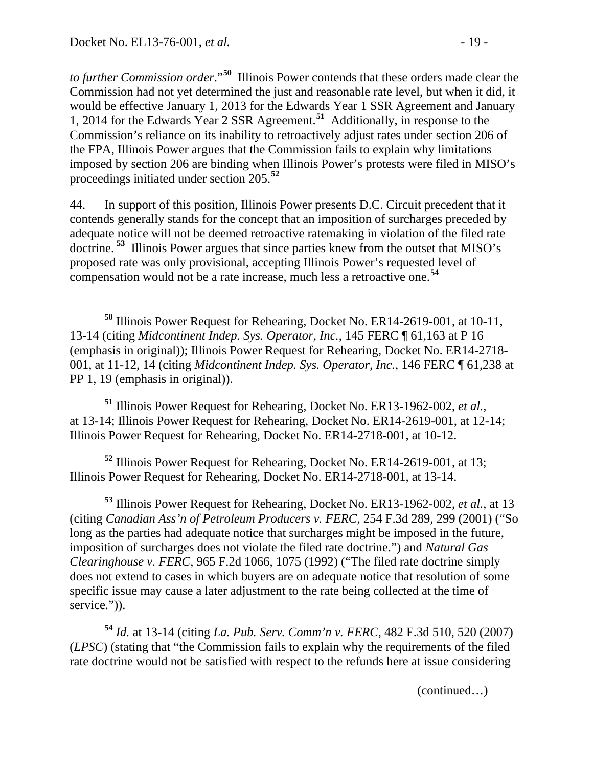*to further Commission order*."[50] Illinois Power contends that these orders made clear the Commission had not yet determined the just and reasonable rate level, but when it did, it would be effective January 1, 2013 for the Edwards Year 1 SSR Agreement and January 1, 2014 for the Edwards Year 2 SSR Agreement.[51] Additionally, in response to the Commission's reliance on its inability to retroactively adjust rates under section 206 of the FPA, Illinois Power argues that the Commission fails to explain why limitations imposed by section 206 are binding when Illinois Power's protests were filed in MISO's proceedings initiated under section 205.[52]

44. In support of this position, Illinois Power presents D.C. Circuit precedent that it contends generally stands for the concept that an imposition of surcharges preceded by adequate notice will not be deemed retroactive ratemaking in violation of the filed rate doctrine.[53] Illinois Power argues that since parties knew from the outset that MISO's proposed rate was only provisional, accepting Illinois Power's requested level of compensation would not be a rate increase, much less a retroactive one.[54]

---

[50] Illinois Power Request for Rehearing, Docket No. ER14-2619-001, at 10-11, 13-14 (citing *Midcontinent Indep. Sys. Operator, Inc.*, 145 FERC ¶ 61,163 at P 16 (emphasis in original)); Illinois Power Request for Rehearing, Docket No. ER14-2718-001, at 11-12, 14 (citing *Midcontinent Indep. Sys. Operator, Inc.*, 146 FERC ¶ 61,238 at PP 1, 19 (emphasis in original)).

[51] Illinois Power Request for Rehearing, Docket No. ER13-1962-002, *et al.*, at 13-14; Illinois Power Request for Rehearing, Docket No. ER14-2619-001, at 12-14; Illinois Power Request for Rehearing, Docket No. ER14-2718-001, at 10-12.

[52] Illinois Power Request for Rehearing, Docket No. ER14-2619-001, at 13; Illinois Power Request for Rehearing, Docket No. ER14-2718-001, at 13-14.

[53] Illinois Power Request for Rehearing, Docket No. ER13-1962-002, *et al.*, at 13 (citing *Canadian Ass'n of Petroleum Producers v. FERC*, 254 F.3d 289, 299 (2001) ("So long as the parties had adequate notice that surcharges might be imposed in the future, imposition of surcharges does not violate the filed rate doctrine.") and *Natural Gas Clearinghouse v. FERC*, 965 F.2d 1066, 1075 (1992) ("The filed rate doctrine simply does not extend to cases in which buyers are on adequate notice that resolution of some specific issue may cause a later adjustment to the rate being collected at the time of service.")).

[54] *Id.* at 13-14 (citing *La. Pub. Serv. Comm'n v. FERC*, 482 F.3d 510, 520 (2007) (*LPSC*) (stating that "the Commission fails to explain why the requirements of the filed rate doctrine would not be satisfied with respect to the refunds here at issue considering

(continued…)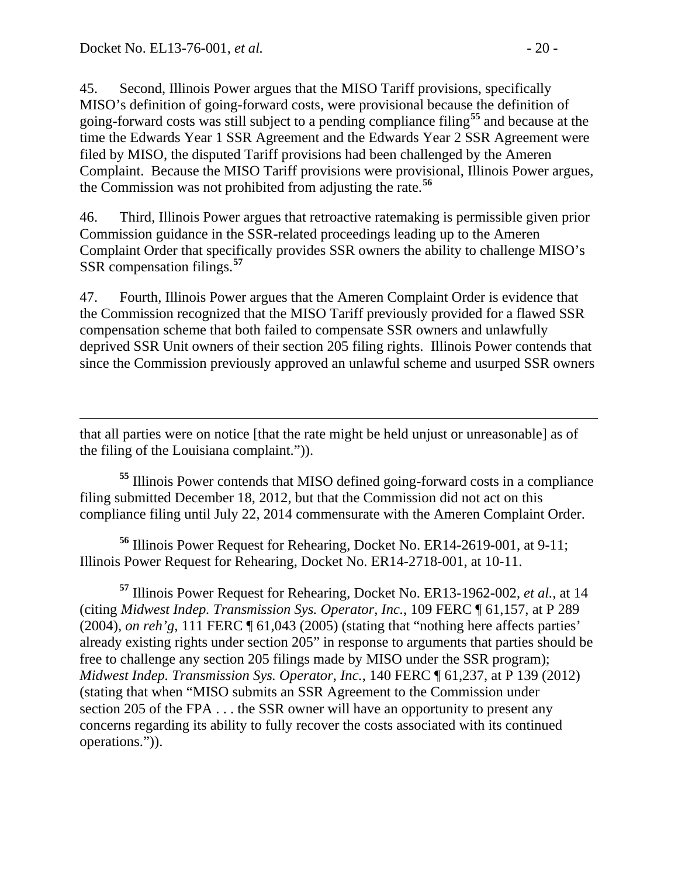45. Second, Illinois Power argues that the MISO Tariff provisions, specifically MISO's definition of going-forward costs, were provisional because the definition of going-forward costs was still subject to a pending compliance filing[55] and because at the time the Edwards Year 1 SSR Agreement and the Edwards Year 2 SSR Agreement were filed by MISO, the disputed Tariff provisions had been challenged by the Ameren Complaint. Because the MISO Tariff provisions were provisional, Illinois Power argues, the Commission was not prohibited from adjusting the rate.[56]

46. Third, Illinois Power argues that retroactive ratemaking is permissible given prior Commission guidance in the SSR-related proceedings leading up to the Ameren Complaint Order that specifically provides SSR owners the ability to challenge MISO's SSR compensation filings.[57]

47. Fourth, Illinois Power argues that the Ameren Complaint Order is evidence that the Commission recognized that the MISO Tariff previously provided for a flawed SSR compensation scheme that both failed to compensate SSR owners and unlawfully deprived SSR Unit owners of their section 205 filing rights. Illinois Power contends that since the Commission previously approved an unlawful scheme and usurped SSR owners

---

that all parties were on notice [that the rate might be held unjust or unreasonable] as of the filing of the Louisiana complaint.")).

[55] Illinois Power contends that MISO defined going-forward costs in a compliance filing submitted December 18, 2012, but that the Commission did not act on this compliance filing until July 22, 2014 commensurate with the Ameren Complaint Order.

[56] Illinois Power Request for Rehearing, Docket No. ER14-2619-001, at 9-11; Illinois Power Request for Rehearing, Docket No. ER14-2718-001, at 10-11.

[57] Illinois Power Request for Rehearing, Docket No. ER13-1962-002, *et al.*, at 14 (citing *Midwest Indep. Transmission Sys. Operator, Inc.*, 109 FERC ¶ 61,157, at P 289 (2004), *on reh'g*, 111 FERC ¶ 61,043 (2005) (stating that "nothing here affects parties' already existing rights under section 205" in response to arguments that parties should be free to challenge any section 205 filings made by MISO under the SSR program); *Midwest Indep. Transmission Sys. Operator, Inc.*, 140 FERC ¶ 61,237, at P 139 (2012) (stating that when "MISO submits an SSR Agreement to the Commission under section 205 of the FPA . . . the SSR owner will have an opportunity to present any concerns regarding its ability to fully recover the costs associated with its continued operations.")).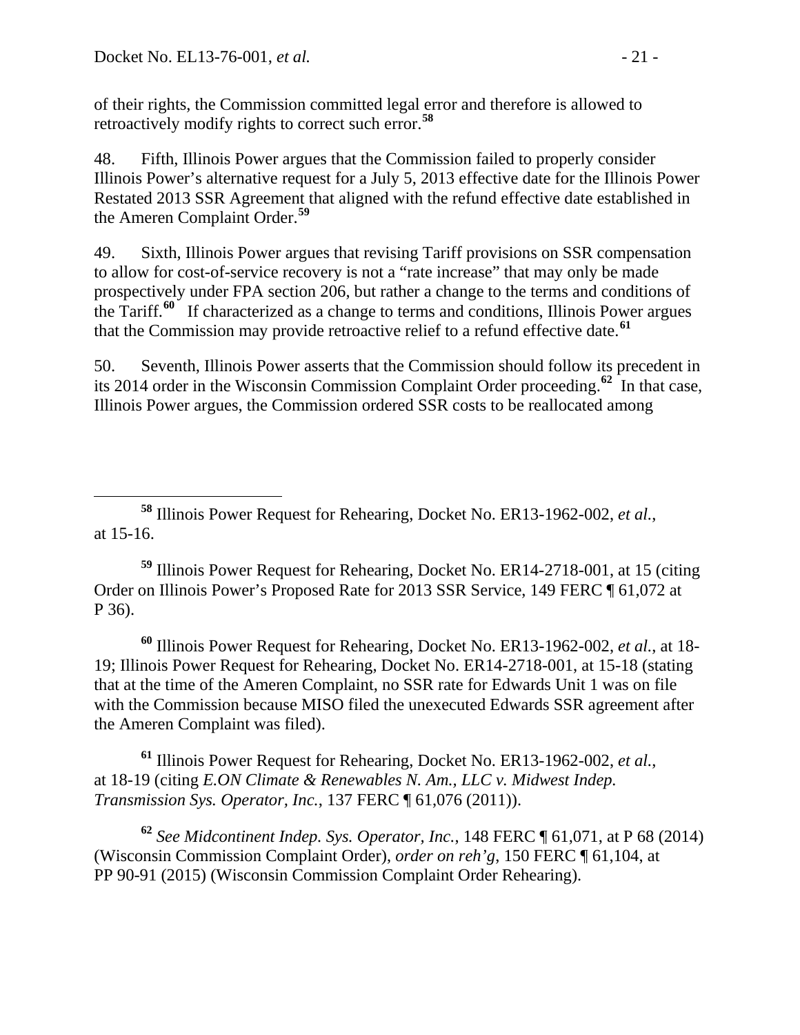of their rights, the Commission committed legal error and therefore is allowed to retroactively modify rights to correct such error.[58]

48. Fifth, Illinois Power argues that the Commission failed to properly consider Illinois Power's alternative request for a July 5, 2013 effective date for the Illinois Power Restated 2013 SSR Agreement that aligned with the refund effective date established in the Ameren Complaint Order.[59]

49. Sixth, Illinois Power argues that revising Tariff provisions on SSR compensation to allow for cost-of-service recovery is not a "rate increase" that may only be made prospectively under FPA section 206, but rather a change to the terms and conditions of the Tariff.[60] If characterized as a change to terms and conditions, Illinois Power argues that the Commission may provide retroactive relief to a refund effective date.[61]

50. Seventh, Illinois Power asserts that the Commission should follow its precedent in its 2014 order in the Wisconsin Commission Complaint Order proceeding.[62] In that case, Illinois Power argues, the Commission ordered SSR costs to be reallocated among

---

[58] Illinois Power Request for Rehearing, Docket No. ER13-1962-002, *et al.*, at 15-16.

[59] Illinois Power Request for Rehearing, Docket No. ER14-2718-001, at 15 (citing Order on Illinois Power's Proposed Rate for 2013 SSR Service, 149 FERC ¶ 61,072 at P 36).

[60] Illinois Power Request for Rehearing, Docket No. ER13-1962-002, *et al.*, at 18-19; Illinois Power Request for Rehearing, Docket No. ER14-2718-001, at 15-18 (stating that at the time of the Ameren Complaint, no SSR rate for Edwards Unit 1 was on file with the Commission because MISO filed the unexecuted Edwards SSR agreement after the Ameren Complaint was filed).

[61] Illinois Power Request for Rehearing, Docket No. ER13-1962-002, *et al.*, at 18-19 (citing *E.ON Climate & Renewables N. Am., LLC v. Midwest Indep. Transmission Sys. Operator, Inc.*, 137 FERC ¶ 61,076 (2011)).

[62] *See Midcontinent Indep. Sys. Operator, Inc.*, 148 FERC ¶ 61,071, at P 68 (2014) (Wisconsin Commission Complaint Order), *order on reh'g*, 150 FERC ¶ 61,104, at PP 90-91 (2015) (Wisconsin Commission Complaint Order Rehearing).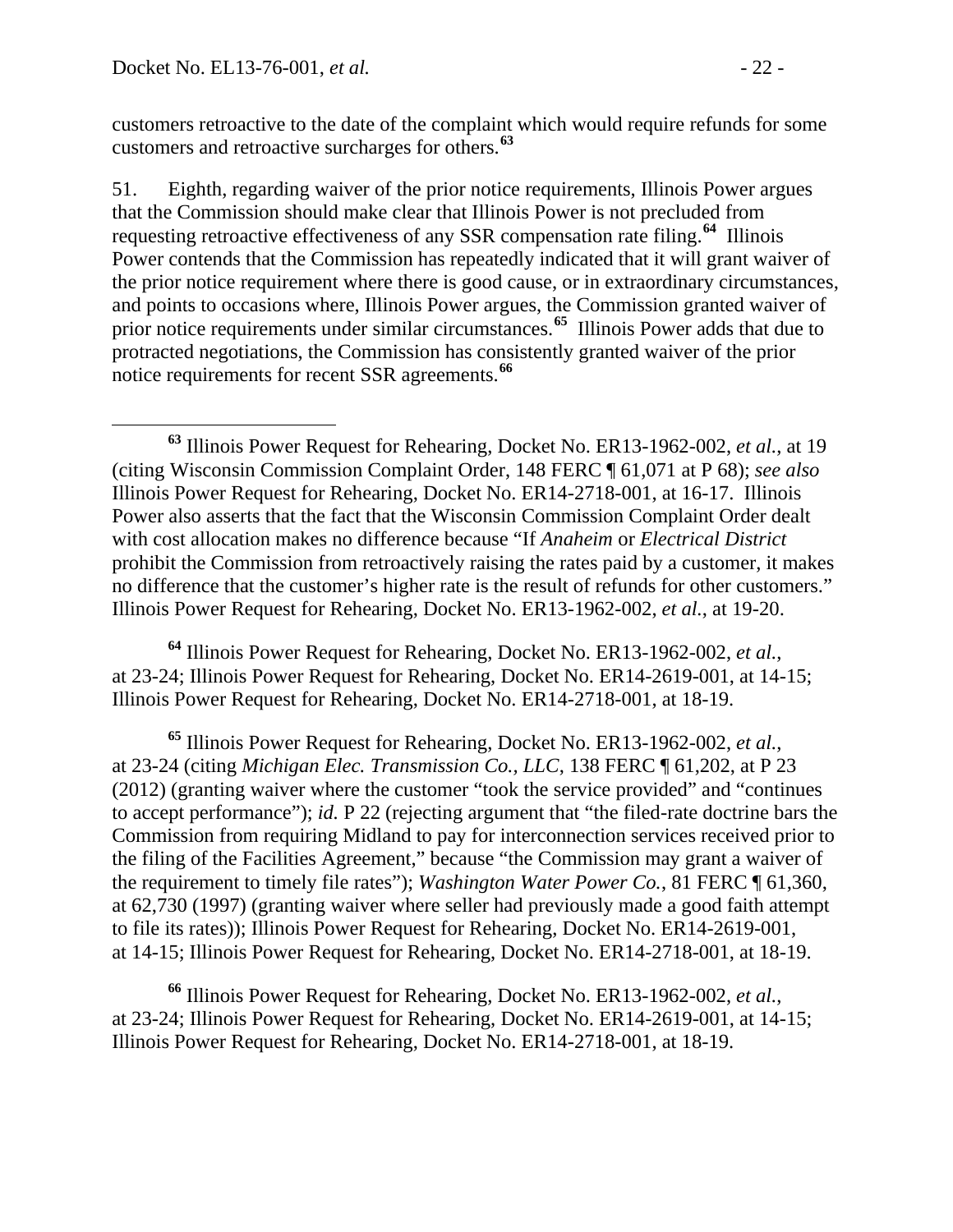customers retroactive to the date of the complaint which would require refunds for some customers and retroactive surcharges for others.[63]

51. Eighth, regarding waiver of the prior notice requirements, Illinois Power argues that the Commission should make clear that Illinois Power is not precluded from requesting retroactive effectiveness of any SSR compensation rate filing.[64] Illinois Power contends that the Commission has repeatedly indicated that it will grant waiver of the prior notice requirement where there is good cause, or in extraordinary circumstances, and points to occasions where, Illinois Power argues, the Commission granted waiver of prior notice requirements under similar circumstances.[65] Illinois Power adds that due to protracted negotiations, the Commission has consistently granted waiver of the prior notice requirements for recent SSR agreements.[66]

---

[63] Illinois Power Request for Rehearing, Docket No. ER13-1962-002, *et al.*, at 19 (citing Wisconsin Commission Complaint Order, 148 FERC ¶ 61,071 at P 68); *see also* Illinois Power Request for Rehearing, Docket No. ER14-2718-001, at 16-17. Illinois Power also asserts that the fact that the Wisconsin Commission Complaint Order dealt with cost allocation makes no difference because "If *Anaheim* or *Electrical District* prohibit the Commission from retroactively raising the rates paid by a customer, it makes no difference that the customer's higher rate is the result of refunds for other customers." Illinois Power Request for Rehearing, Docket No. ER13-1962-002, *et al.*, at 19-20.

[64] Illinois Power Request for Rehearing, Docket No. ER13-1962-002, *et al.*, at 23-24; Illinois Power Request for Rehearing, Docket No. ER14-2619-001, at 14-15; Illinois Power Request for Rehearing, Docket No. ER14-2718-001, at 18-19.

[65] Illinois Power Request for Rehearing, Docket No. ER13-1962-002, *et al.*, at 23-24 (citing *Michigan Elec. Transmission Co., LLC*, 138 FERC ¶ 61,202, at P 23 (2012) (granting waiver where the customer "took the service provided" and "continues to accept performance"); *id.* P 22 (rejecting argument that "the filed-rate doctrine bars the Commission from requiring Midland to pay for interconnection services received prior to the filing of the Facilities Agreement," because "the Commission may grant a waiver of the requirement to timely file rates"); *Washington Water Power Co.*, 81 FERC ¶ 61,360, at 62,730 (1997) (granting waiver where seller had previously made a good faith attempt to file its rates)); Illinois Power Request for Rehearing, Docket No. ER14-2619-001, at 14-15; Illinois Power Request for Rehearing, Docket No. ER14-2718-001, at 18-19.

[66] Illinois Power Request for Rehearing, Docket No. ER13-1962-002, *et al.*, at 23-24; Illinois Power Request for Rehearing, Docket No. ER14-2619-001, at 14-15; Illinois Power Request for Rehearing, Docket No. ER14-2718-001, at 18-19.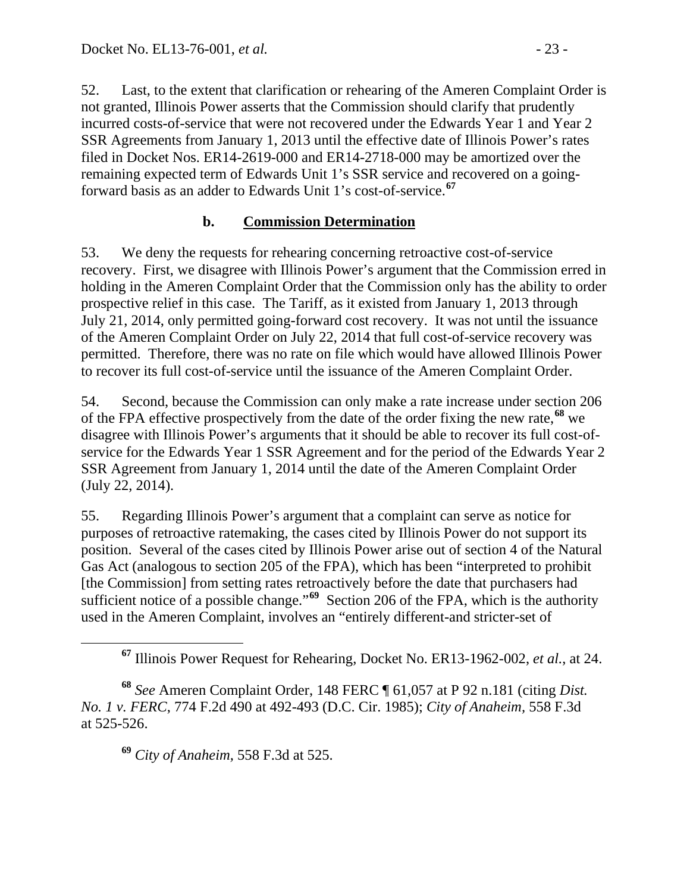52. Last, to the extent that clarification or rehearing of the Ameren Complaint Order is not granted, Illinois Power asserts that the Commission should clarify that prudently incurred costs-of-service that were not recovered under the Edwards Year 1 and Year 2 SSR Agreements from January 1, 2013 until the effective date of Illinois Power's rates filed in Docket Nos. ER14-2619-000 and ER14-2718-000 may be amortized over the remaining expected term of Edwards Unit 1's SSR service and recovered on a going-forward basis as an adder to Edwards Unit 1's cost-of-service.[67]

### b. Commission Determination

53. We deny the requests for rehearing concerning retroactive cost-of-service recovery. First, we disagree with Illinois Power's argument that the Commission erred in holding in the Ameren Complaint Order that the Commission only has the ability to order prospective relief in this case. The Tariff, as it existed from January 1, 2013 through July 21, 2014, only permitted going-forward cost recovery. It was not until the issuance of the Ameren Complaint Order on July 22, 2014 that full cost-of-service recovery was permitted. Therefore, there was no rate on file which would have allowed Illinois Power to recover its full cost-of-service until the issuance of the Ameren Complaint Order.

54. Second, because the Commission can only make a rate increase under section 206 of the FPA effective prospectively from the date of the order fixing the new rate,[68] we disagree with Illinois Power's arguments that it should be able to recover its full cost-of-service for the Edwards Year 1 SSR Agreement and for the period of the Edwards Year 2 SSR Agreement from January 1, 2014 until the date of the Ameren Complaint Order (July 22, 2014).

55. Regarding Illinois Power's argument that a complaint can serve as notice for purposes of retroactive ratemaking, the cases cited by Illinois Power do not support its position. Several of the cases cited by Illinois Power arise out of section 4 of the Natural Gas Act (analogous to section 205 of the FPA), which has been "interpreted to prohibit [the Commission] from setting rates retroactively before the date that purchasers had sufficient notice of a possible change."[69] Section 206 of the FPA, which is the authority used in the Ameren Complaint, involves an "entirely different-and stricter-set of

---

[67] Illinois Power Request for Rehearing, Docket No. ER13-1962-002, *et al.*, at 24.

[68] *See* Ameren Complaint Order, 148 FERC ¶ 61,057 at P 92 n.181 (citing *Dist. No. 1 v. FERC*, 774 F.2d 490 at 492-493 (D.C. Cir. 1985); *City of Anaheim*, 558 F.3d at 525-526.

[69] *City of Anaheim*, 558 F.3d at 525.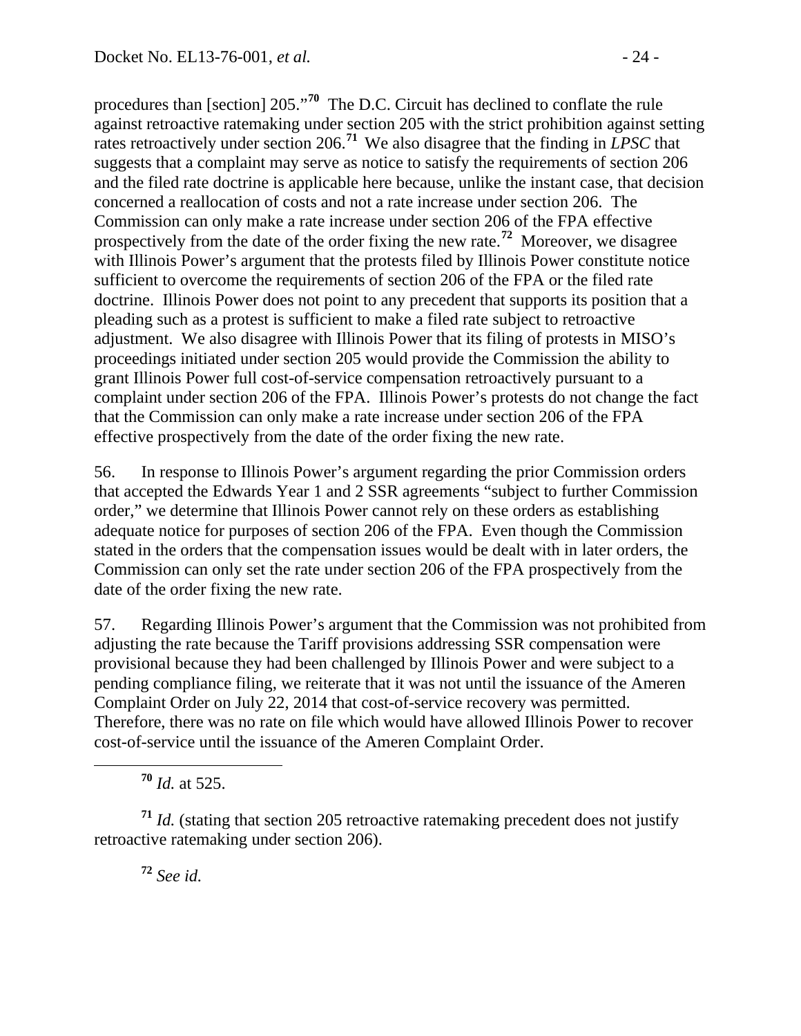procedures than [section] 205."[70] The D.C. Circuit has declined to conflate the rule against retroactive ratemaking under section 205 with the strict prohibition against setting rates retroactively under section 206.[71] We also disagree that the finding in *LPSC* that suggests that a complaint may serve as notice to satisfy the requirements of section 206 and the filed rate doctrine is applicable here because, unlike the instant case, that decision concerned a reallocation of costs and not a rate increase under section 206. The Commission can only make a rate increase under section 206 of the FPA effective prospectively from the date of the order fixing the new rate.[72] Moreover, we disagree with Illinois Power's argument that the protests filed by Illinois Power constitute notice sufficient to overcome the requirements of section 206 of the FPA or the filed rate doctrine. Illinois Power does not point to any precedent that supports its position that a pleading such as a protest is sufficient to make a filed rate subject to retroactive adjustment. We also disagree with Illinois Power that its filing of protests in MISO's proceedings initiated under section 205 would provide the Commission the ability to grant Illinois Power full cost-of-service compensation retroactively pursuant to a complaint under section 206 of the FPA. Illinois Power's protests do not change the fact that the Commission can only make a rate increase under section 206 of the FPA effective prospectively from the date of the order fixing the new rate.

56. In response to Illinois Power's argument regarding the prior Commission orders that accepted the Edwards Year 1 and 2 SSR agreements "subject to further Commission order," we determine that Illinois Power cannot rely on these orders as establishing adequate notice for purposes of section 206 of the FPA. Even though the Commission stated in the orders that the compensation issues would be dealt with in later orders, the Commission can only set the rate under section 206 of the FPA prospectively from the date of the order fixing the new rate.

57. Regarding Illinois Power's argument that the Commission was not prohibited from adjusting the rate because the Tariff provisions addressing SSR compensation were provisional because they had been challenged by Illinois Power and were subject to a pending compliance filing, we reiterate that it was not until the issuance of the Ameren Complaint Order on July 22, 2014 that cost-of-service recovery was permitted. Therefore, there was no rate on file which would have allowed Illinois Power to recover cost-of-service until the issuance of the Ameren Complaint Order.

---

[70] *Id.* at 525.

[71] *Id.* (stating that section 205 retroactive ratemaking precedent does not justify retroactive ratemaking under section 206).

[72] *See id.*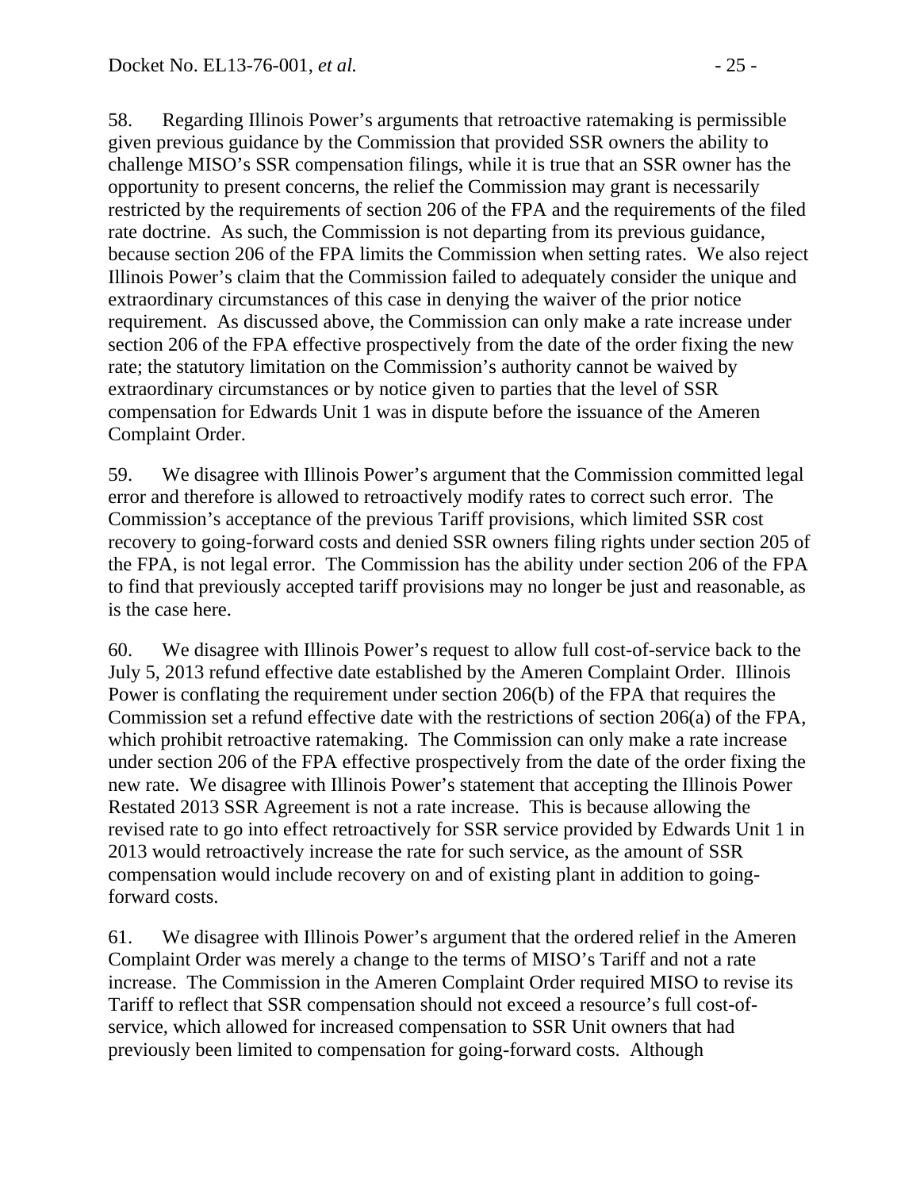58. Regarding Illinois Power's arguments that retroactive ratemaking is permissible given previous guidance by the Commission that provided SSR owners the ability to challenge MISO's SSR compensation filings, while it is true that an SSR owner has the opportunity to present concerns, the relief the Commission may grant is necessarily restricted by the requirements of section 206 of the FPA and the requirements of the filed rate doctrine. As such, the Commission is not departing from its previous guidance, because section 206 of the FPA limits the Commission when setting rates. We also reject Illinois Power's claim that the Commission failed to adequately consider the unique and extraordinary circumstances of this case in denying the waiver of the prior notice requirement. As discussed above, the Commission can only make a rate increase under section 206 of the FPA effective prospectively from the date of the order fixing the new rate; the statutory limitation on the Commission's authority cannot be waived by extraordinary circumstances or by notice given to parties that the level of SSR compensation for Edwards Unit 1 was in dispute before the issuance of the Ameren Complaint Order.

59. We disagree with Illinois Power's argument that the Commission committed legal error and therefore is allowed to retroactively modify rates to correct such error. The Commission's acceptance of the previous Tariff provisions, which limited SSR cost recovery to going-forward costs and denied SSR owners filing rights under section 205 of the FPA, is not legal error. The Commission has the ability under section 206 of the FPA to find that previously accepted tariff provisions may no longer be just and reasonable, as is the case here.

60. We disagree with Illinois Power's request to allow full cost-of-service back to the July 5, 2013 refund effective date established by the Ameren Complaint Order. Illinois Power is conflating the requirement under section 206(b) of the FPA that requires the Commission set a refund effective date with the restrictions of section 206(a) of the FPA, which prohibit retroactive ratemaking. The Commission can only make a rate increase under section 206 of the FPA effective prospectively from the date of the order fixing the new rate. We disagree with Illinois Power's statement that accepting the Illinois Power Restated 2013 SSR Agreement is not a rate increase. This is because allowing the revised rate to go into effect retroactively for SSR service provided by Edwards Unit 1 in 2013 would retroactively increase the rate for such service, as the amount of SSR compensation would include recovery on and of existing plant in addition to going-forward costs.

61. We disagree with Illinois Power's argument that the ordered relief in the Ameren Complaint Order was merely a change to the terms of MISO's Tariff and not a rate increase. The Commission in the Ameren Complaint Order required MISO to revise its Tariff to reflect that SSR compensation should not exceed a resource's full cost-of-service, which allowed for increased compensation to SSR Unit owners that had previously been limited to compensation for going-forward costs. Although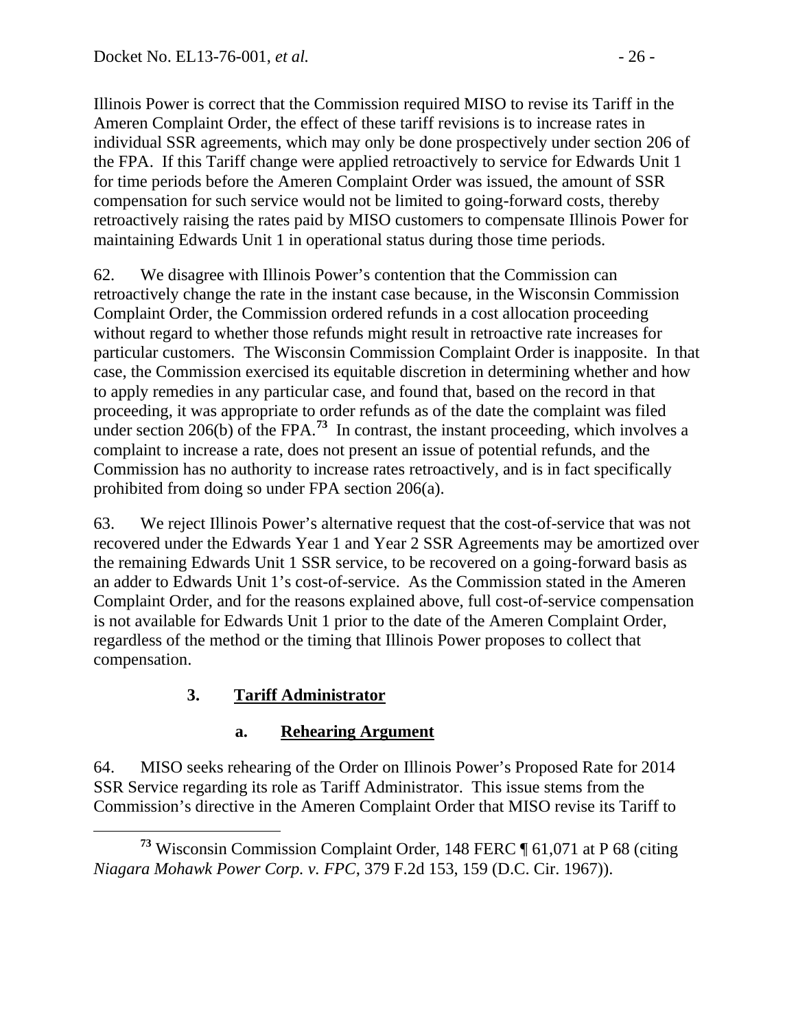Illinois Power is correct that the Commission required MISO to revise its Tariff in the Ameren Complaint Order, the effect of these tariff revisions is to increase rates in individual SSR agreements, which may only be done prospectively under section 206 of the FPA. If this Tariff change were applied retroactively to service for Edwards Unit 1 for time periods before the Ameren Complaint Order was issued, the amount of SSR compensation for such service would not be limited to going-forward costs, thereby retroactively raising the rates paid by MISO customers to compensate Illinois Power for maintaining Edwards Unit 1 in operational status during those time periods.

62. We disagree with Illinois Power's contention that the Commission can retroactively change the rate in the instant case because, in the Wisconsin Commission Complaint Order, the Commission ordered refunds in a cost allocation proceeding without regard to whether those refunds might result in retroactive rate increases for particular customers. The Wisconsin Commission Complaint Order is inapposite. In that case, the Commission exercised its equitable discretion in determining whether and how to apply remedies in any particular case, and found that, based on the record in that proceeding, it was appropriate to order refunds as of the date the complaint was filed under section 206(b) of the FPA.[73] In contrast, the instant proceeding, which involves a complaint to increase a rate, does not present an issue of potential refunds, and the Commission has no authority to increase rates retroactively, and is in fact specifically prohibited from doing so under FPA section 206(a).

63. We reject Illinois Power's alternative request that the cost-of-service that was not recovered under the Edwards Year 1 and Year 2 SSR Agreements may be amortized over the remaining Edwards Unit 1 SSR service, to be recovered on a going-forward basis as an adder to Edwards Unit 1's cost-of-service. As the Commission stated in the Ameren Complaint Order, and for the reasons explained above, full cost-of-service compensation is not available for Edwards Unit 1 prior to the date of the Ameren Complaint Order, regardless of the method or the timing that Illinois Power proposes to collect that compensation.

### 3. Tariff Administrator

#### a. Rehearing Argument

64. MISO seeks rehearing of the Order on Illinois Power's Proposed Rate for 2014 SSR Service regarding its role as Tariff Administrator. This issue stems from the Commission's directive in the Ameren Complaint Order that MISO revise its Tariff to

[73] Wisconsin Commission Complaint Order, 148 FERC ¶ 61,071 at P 68 (citing *Niagara Mohawk Power Corp. v. FPC*, 379 F.2d 153, 159 (D.C. Cir. 1967)).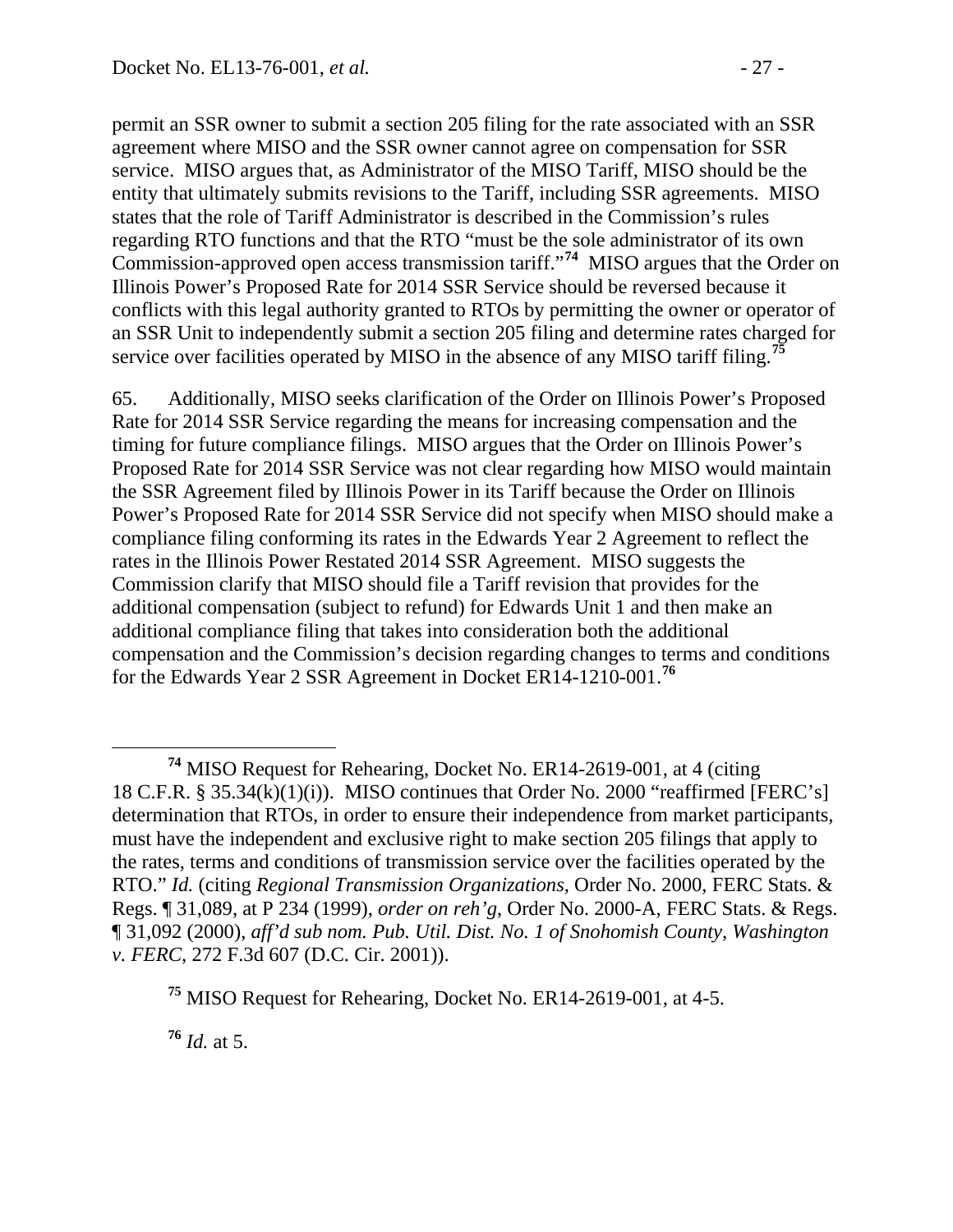permit an SSR owner to submit a section 205 filing for the rate associated with an SSR agreement where MISO and the SSR owner cannot agree on compensation for SSR service. MISO argues that, as Administrator of the MISO Tariff, MISO should be the entity that ultimately submits revisions to the Tariff, including SSR agreements. MISO states that the role of Tariff Administrator is described in the Commission's rules regarding RTO functions and that the RTO "must be the sole administrator of its own Commission-approved open access transmission tariff."[74] MISO argues that the Order on Illinois Power's Proposed Rate for 2014 SSR Service should be reversed because it conflicts with this legal authority granted to RTOs by permitting the owner or operator of an SSR Unit to independently submit a section 205 filing and determine rates charged for service over facilities operated by MISO in the absence of any MISO tariff filing.[75]

65. Additionally, MISO seeks clarification of the Order on Illinois Power's Proposed Rate for 2014 SSR Service regarding the means for increasing compensation and the timing for future compliance filings. MISO argues that the Order on Illinois Power's Proposed Rate for 2014 SSR Service was not clear regarding how MISO would maintain the SSR Agreement filed by Illinois Power in its Tariff because the Order on Illinois Power's Proposed Rate for 2014 SSR Service did not specify when MISO should make a compliance filing conforming its rates in the Edwards Year 2 Agreement to reflect the rates in the Illinois Power Restated 2014 SSR Agreement. MISO suggests the Commission clarify that MISO should file a Tariff revision that provides for the additional compensation (subject to refund) for Edwards Unit 1 and then make an additional compliance filing that takes into consideration both the additional compensation and the Commission's decision regarding changes to terms and conditions for the Edwards Year 2 SSR Agreement in Docket ER14-1210-001.[76]

---

[74] MISO Request for Rehearing, Docket No. ER14-2619-001, at 4 (citing 18 C.F.R. § 35.34(k)(1)(i)). MISO continues that Order No. 2000 "reaffirmed [FERC's] determination that RTOs, in order to ensure their independence from market participants, must have the independent and exclusive right to make section 205 filings that apply to the rates, terms and conditions of transmission service over the facilities operated by the RTO." *Id.* (citing *Regional Transmission Organizations*, Order No. 2000, FERC Stats. & Regs. ¶ 31,089, at P 234 (1999), *order on reh'g*, Order No. 2000-A, FERC Stats. & Regs. ¶ 31,092 (2000), *aff'd sub nom. Pub. Util. Dist. No. 1 of Snohomish County, Washington v. FERC*, 272 F.3d 607 (D.C. Cir. 2001)).

[75] MISO Request for Rehearing, Docket No. ER14-2619-001, at 4-5.

[76] *Id.* at 5.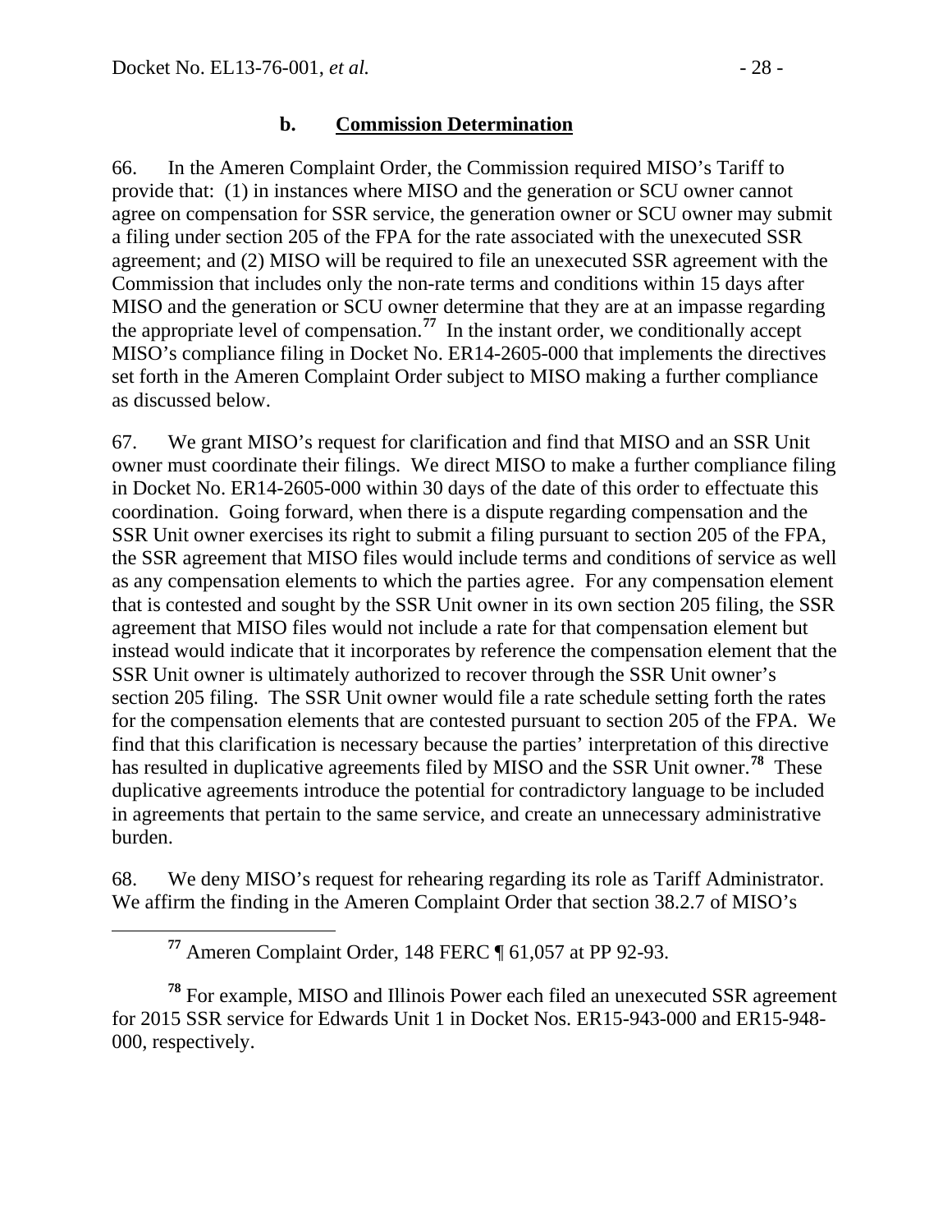### b. **Commission Determination**

66. In the Ameren Complaint Order, the Commission required MISO's Tariff to provide that: (1) in instances where MISO and the generation or SCU owner cannot agree on compensation for SSR service, the generation owner or SCU owner may submit a filing under section 205 of the FPA for the rate associated with the unexecuted SSR agreement; and (2) MISO will be required to file an unexecuted SSR agreement with the Commission that includes only the non-rate terms and conditions within 15 days after MISO and the generation or SCU owner determine that they are at an impasse regarding the appropriate level of compensation.[77] In the instant order, we conditionally accept MISO's compliance filing in Docket No. ER14-2605-000 that implements the directives set forth in the Ameren Complaint Order subject to MISO making a further compliance as discussed below.

67. We grant MISO's request for clarification and find that MISO and an SSR Unit owner must coordinate their filings. We direct MISO to make a further compliance filing in Docket No. ER14-2605-000 within 30 days of the date of this order to effectuate this coordination. Going forward, when there is a dispute regarding compensation and the SSR Unit owner exercises its right to submit a filing pursuant to section 205 of the FPA, the SSR agreement that MISO files would include terms and conditions of service as well as any compensation elements to which the parties agree. For any compensation element that is contested and sought by the SSR Unit owner in its own section 205 filing, the SSR agreement that MISO files would not include a rate for that compensation element but instead would indicate that it incorporates by reference the compensation element that the SSR Unit owner is ultimately authorized to recover through the SSR Unit owner's section 205 filing. The SSR Unit owner would file a rate schedule setting forth the rates for the compensation elements that are contested pursuant to section 205 of the FPA. We find that this clarification is necessary because the parties' interpretation of this directive has resulted in duplicative agreements filed by MISO and the SSR Unit owner.[78] These duplicative agreements introduce the potential for contradictory language to be included in agreements that pertain to the same service, and create an unnecessary administrative burden.

68. We deny MISO's request for rehearing regarding its role as Tariff Administrator. We affirm the finding in the Ameren Complaint Order that section 38.2.7 of MISO's

---

[77] Ameren Complaint Order, 148 FERC ¶ 61,057 at PP 92-93.

[78] For example, MISO and Illinois Power each filed an unexecuted SSR agreement for 2015 SSR service for Edwards Unit 1 in Docket Nos. ER15-943-000 and ER15-948-000, respectively.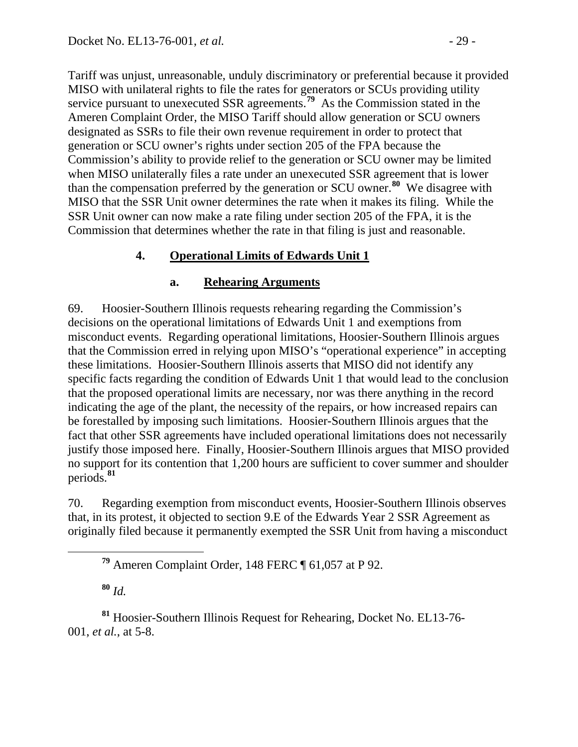Tariff was unjust, unreasonable, unduly discriminatory or preferential because it provided MISO with unilateral rights to file the rates for generators or SCUs providing utility service pursuant to unexecuted SSR agreements.[79] As the Commission stated in the Ameren Complaint Order, the MISO Tariff should allow generation or SCU owners designated as SSRs to file their own revenue requirement in order to protect that generation or SCU owner's rights under section 205 of the FPA because the Commission's ability to provide relief to the generation or SCU owner may be limited when MISO unilaterally files a rate under an unexecuted SSR agreement that is lower than the compensation preferred by the generation or SCU owner.[80] We disagree with MISO that the SSR Unit owner determines the rate when it makes its filing. While the SSR Unit owner can now make a rate filing under section 205 of the FPA, it is the Commission that determines whether the rate in that filing is just and reasonable.

### 4. Operational Limits of Edwards Unit 1

#### a. Rehearing Arguments

69. Hoosier-Southern Illinois requests rehearing regarding the Commission's decisions on the operational limitations of Edwards Unit 1 and exemptions from misconduct events. Regarding operational limitations, Hoosier-Southern Illinois argues that the Commission erred in relying upon MISO's "operational experience" in accepting these limitations. Hoosier-Southern Illinois asserts that MISO did not identify any specific facts regarding the condition of Edwards Unit 1 that would lead to the conclusion that the proposed operational limits are necessary, nor was there anything in the record indicating the age of the plant, the necessity of the repairs, or how increased repairs can be forestalled by imposing such limitations. Hoosier-Southern Illinois argues that the fact that other SSR agreements have included operational limitations does not necessarily justify those imposed here. Finally, Hoosier-Southern Illinois argues that MISO provided no support for its contention that 1,200 hours are sufficient to cover summer and shoulder periods.[81]

70. Regarding exemption from misconduct events, Hoosier-Southern Illinois observes that, in its protest, it objected to section 9.E of the Edwards Year 2 SSR Agreement as originally filed because it permanently exempted the SSR Unit from having a misconduct

---

[79] Ameren Complaint Order, 148 FERC ¶ 61,057 at P 92.

[80] *Id.*

[81] Hoosier-Southern Illinois Request for Rehearing, Docket No. EL13-76-001, *et al.*, at 5-8.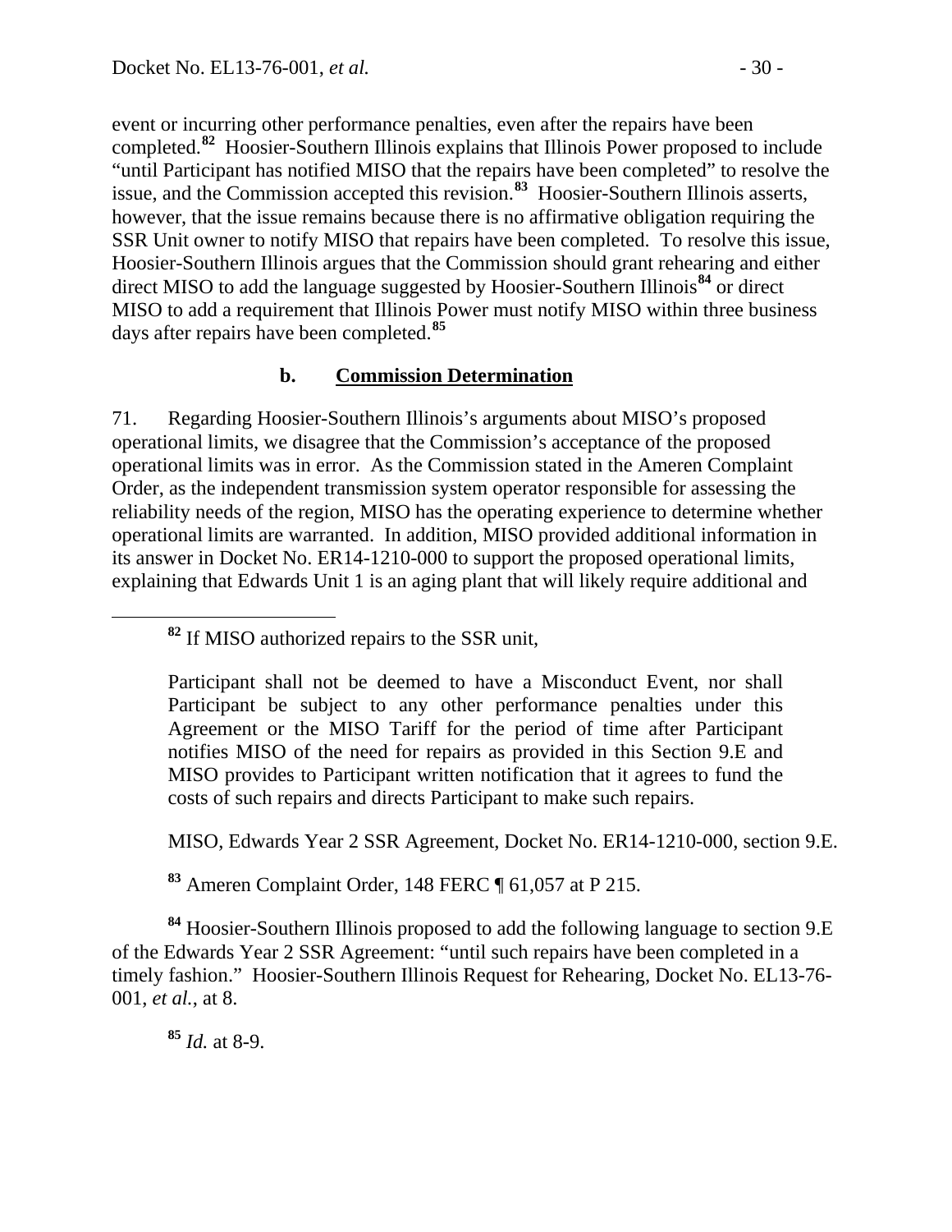event or incurring other performance penalties, even after the repairs have been completed.[82] Hoosier-Southern Illinois explains that Illinois Power proposed to include "until Participant has notified MISO that the repairs have been completed" to resolve the issue, and the Commission accepted this revision.[83] Hoosier-Southern Illinois asserts, however, that the issue remains because there is no affirmative obligation requiring the SSR Unit owner to notify MISO that repairs have been completed. To resolve this issue, Hoosier-Southern Illinois argues that the Commission should grant rehearing and either direct MISO to add the language suggested by Hoosier-Southern Illinois[84] or direct MISO to add a requirement that Illinois Power must notify MISO within three business days after repairs have been completed.[85]

### b. Commission Determination

71. Regarding Hoosier-Southern Illinois's arguments about MISO's proposed operational limits, we disagree that the Commission's acceptance of the proposed operational limits was in error. As the Commission stated in the Ameren Complaint Order, as the independent transmission system operator responsible for assessing the reliability needs of the region, MISO has the operating experience to determine whether operational limits are warranted. In addition, MISO provided additional information in its answer in Docket No. ER14-1210-000 to support the proposed operational limits, explaining that Edwards Unit 1 is an aging plant that will likely require additional and

---

[82] If MISO authorized repairs to the SSR unit,

> Participant shall not be deemed to have a Misconduct Event, nor shall Participant be subject to any other performance penalties under this Agreement or the MISO Tariff for the period of time after Participant notifies MISO of the need for repairs as provided in this Section 9.E and MISO provides to Participant written notification that it agrees to fund the costs of such repairs and directs Participant to make such repairs.

MISO, Edwards Year 2 SSR Agreement, Docket No. ER14-1210-000, section 9.E.

[83] Ameren Complaint Order, 148 FERC ¶ 61,057 at P 215.

[84] Hoosier-Southern Illinois proposed to add the following language to section 9.E of the Edwards Year 2 SSR Agreement: "until such repairs have been completed in a timely fashion." Hoosier-Southern Illinois Request for Rehearing, Docket No. EL13-76-001, *et al.*, at 8.

[85] *Id.* at 8-9.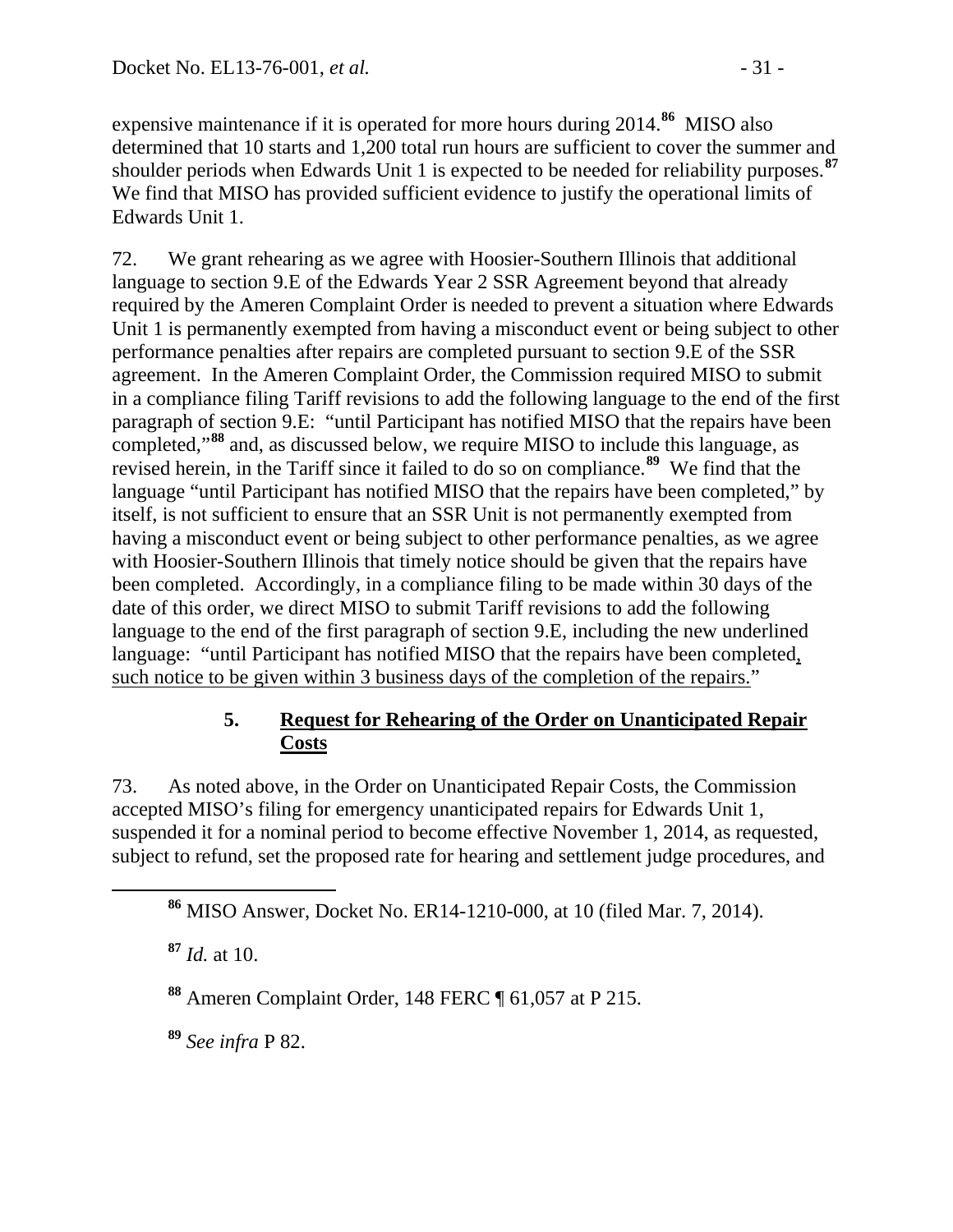expensive maintenance if it is operated for more hours during 2014.[86] MISO also determined that 10 starts and 1,200 total run hours are sufficient to cover the summer and shoulder periods when Edwards Unit 1 is expected to be needed for reliability purposes.[87] We find that MISO has provided sufficient evidence to justify the operational limits of Edwards Unit 1.

72. We grant rehearing as we agree with Hoosier-Southern Illinois that additional language to section 9.E of the Edwards Year 2 SSR Agreement beyond that already required by the Ameren Complaint Order is needed to prevent a situation where Edwards Unit 1 is permanently exempted from having a misconduct event or being subject to other performance penalties after repairs are completed pursuant to section 9.E of the SSR agreement. In the Ameren Complaint Order, the Commission required MISO to submit in a compliance filing Tariff revisions to add the following language to the end of the first paragraph of section 9.E: "until Participant has notified MISO that the repairs have been completed,"[88] and, as discussed below, we require MISO to include this language, as revised herein, in the Tariff since it failed to do so on compliance.[89] We find that the language "until Participant has notified MISO that the repairs have been completed," by itself, is not sufficient to ensure that an SSR Unit is not permanently exempted from having a misconduct event or being subject to other performance penalties, as we agree with Hoosier-Southern Illinois that timely notice should be given that the repairs have been completed. Accordingly, in a compliance filing to be made within 30 days of the date of this order, we direct MISO to submit Tariff revisions to add the following language to the end of the first paragraph of section 9.E, including the new underlined language: "until Participant has notified MISO that the repairs have been completed<u>, such notice to be given within 3 business days of the completion of the repairs.</u>"

### 5. <u>Request for Rehearing of the Order on Unanticipated Repair Costs</u>

73. As noted above, in the Order on Unanticipated Repair Costs, the Commission accepted MISO's filing for emergency unanticipated repairs for Edwards Unit 1, suspended it for a nominal period to become effective November 1, 2014, as requested, subject to refund, set the proposed rate for hearing and settlement judge procedures, and

---

[86] MISO Answer, Docket No. ER14-1210-000, at 10 (filed Mar. 7, 2014).

[87] *Id.* at 10.

[88] Ameren Complaint Order, 148 FERC ¶ 61,057 at P 215.

[89] *See infra* P 82.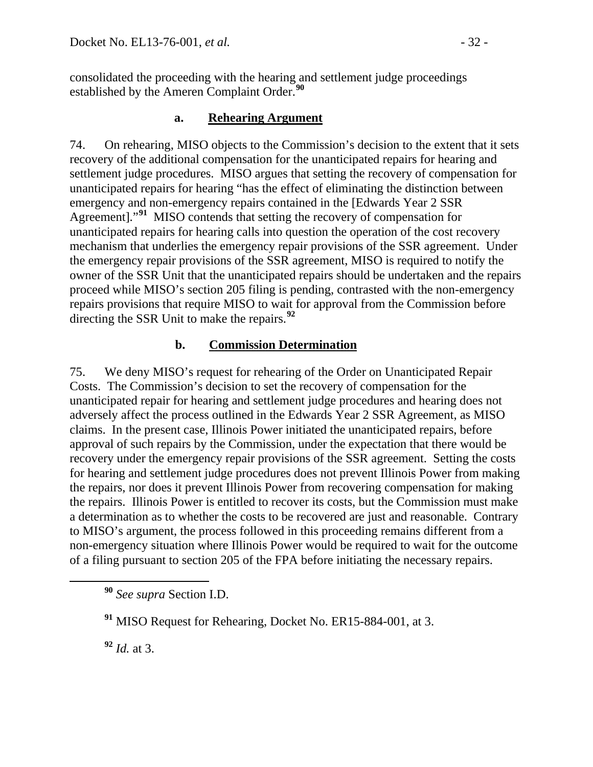consolidated the proceeding with the hearing and settlement judge proceedings established by the Ameren Complaint Order.[90]

### a. Rehearing Argument

74. On rehearing, MISO objects to the Commission's decision to the extent that it sets recovery of the additional compensation for the unanticipated repairs for hearing and settlement judge procedures. MISO argues that setting the recovery of compensation for unanticipated repairs for hearing "has the effect of eliminating the distinction between emergency and non-emergency repairs contained in the [Edwards Year 2 SSR Agreement]."[91] MISO contends that setting the recovery of compensation for unanticipated repairs for hearing calls into question the operation of the cost recovery mechanism that underlies the emergency repair provisions of the SSR agreement. Under the emergency repair provisions of the SSR agreement, MISO is required to notify the owner of the SSR Unit that the unanticipated repairs should be undertaken and the repairs proceed while MISO's section 205 filing is pending, contrasted with the non-emergency repairs provisions that require MISO to wait for approval from the Commission before directing the SSR Unit to make the repairs.[92]

### b. Commission Determination

75. We deny MISO's request for rehearing of the Order on Unanticipated Repair Costs. The Commission's decision to set the recovery of compensation for the unanticipated repair for hearing and settlement judge procedures and hearing does not adversely affect the process outlined in the Edwards Year 2 SSR Agreement, as MISO claims. In the present case, Illinois Power initiated the unanticipated repairs, before approval of such repairs by the Commission, under the expectation that there would be recovery under the emergency repair provisions of the SSR agreement. Setting the costs for hearing and settlement judge procedures does not prevent Illinois Power from making the repairs, nor does it prevent Illinois Power from recovering compensation for making the repairs. Illinois Power is entitled to recover its costs, but the Commission must make a determination as to whether the costs to be recovered are just and reasonable. Contrary to MISO's argument, the process followed in this proceeding remains different from a non-emergency situation where Illinois Power would be required to wait for the outcome of a filing pursuant to section 205 of the FPA before initiating the necessary repairs.

---

[90] *See supra* Section I.D.

[91] MISO Request for Rehearing, Docket No. ER15-884-001, at 3.

[92] *Id.* at 3.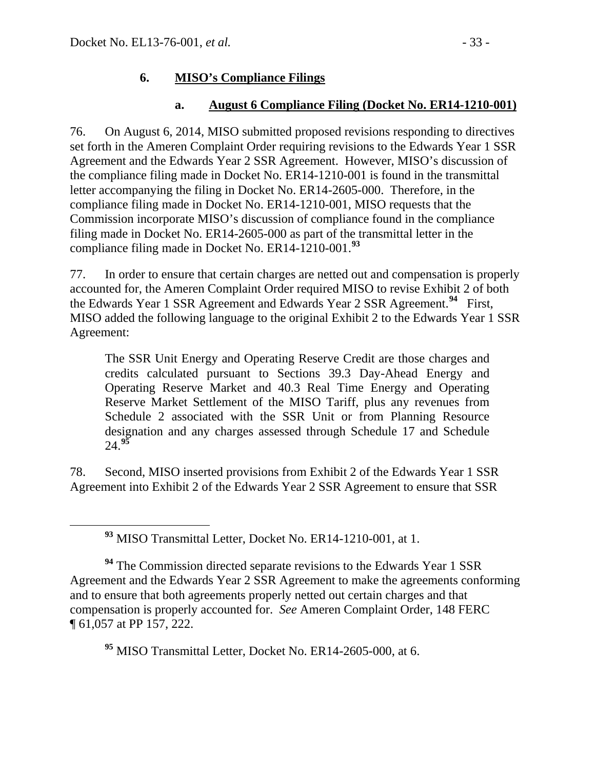### 6. MISO's Compliance Filings

#### a. August 6 Compliance Filing (Docket No. ER14-1210-001)

76. On August 6, 2014, MISO submitted proposed revisions responding to directives set forth in the Ameren Complaint Order requiring revisions to the Edwards Year 1 SSR Agreement and the Edwards Year 2 SSR Agreement. However, MISO's discussion of the compliance filing made in Docket No. ER14-1210-001 is found in the transmittal letter accompanying the filing in Docket No. ER14-2605-000. Therefore, in the compliance filing made in Docket No. ER14-1210-001, MISO requests that the Commission incorporate MISO's discussion of compliance found in the compliance filing made in Docket No. ER14-2605-000 as part of the transmittal letter in the compliance filing made in Docket No. ER14-1210-001.[93]

77. In order to ensure that certain charges are netted out and compensation is properly accounted for, the Ameren Complaint Order required MISO to revise Exhibit 2 of both the Edwards Year 1 SSR Agreement and Edwards Year 2 SSR Agreement.[94] First, MISO added the following language to the original Exhibit 2 to the Edwards Year 1 SSR Agreement:

> The SSR Unit Energy and Operating Reserve Credit are those charges and credits calculated pursuant to Sections 39.3 Day-Ahead Energy and Operating Reserve Market and 40.3 Real Time Energy and Operating Reserve Market Settlement of the MISO Tariff, plus any revenues from Schedule 2 associated with the SSR Unit or from Planning Resource designation and any charges assessed through Schedule 17 and Schedule 24.[95]

78. Second, MISO inserted provisions from Exhibit 2 of the Edwards Year 1 SSR Agreement into Exhibit 2 of the Edwards Year 2 SSR Agreement to ensure that SSR

---

[93] MISO Transmittal Letter, Docket No. ER14-1210-001, at 1.

[94] The Commission directed separate revisions to the Edwards Year 1 SSR Agreement and the Edwards Year 2 SSR Agreement to make the agreements conforming and to ensure that both agreements properly netted out certain charges and that compensation is properly accounted for. *See* Ameren Complaint Order, 148 FERC ¶ 61,057 at PP 157, 222.

[95] MISO Transmittal Letter, Docket No. ER14-2605-000, at 6.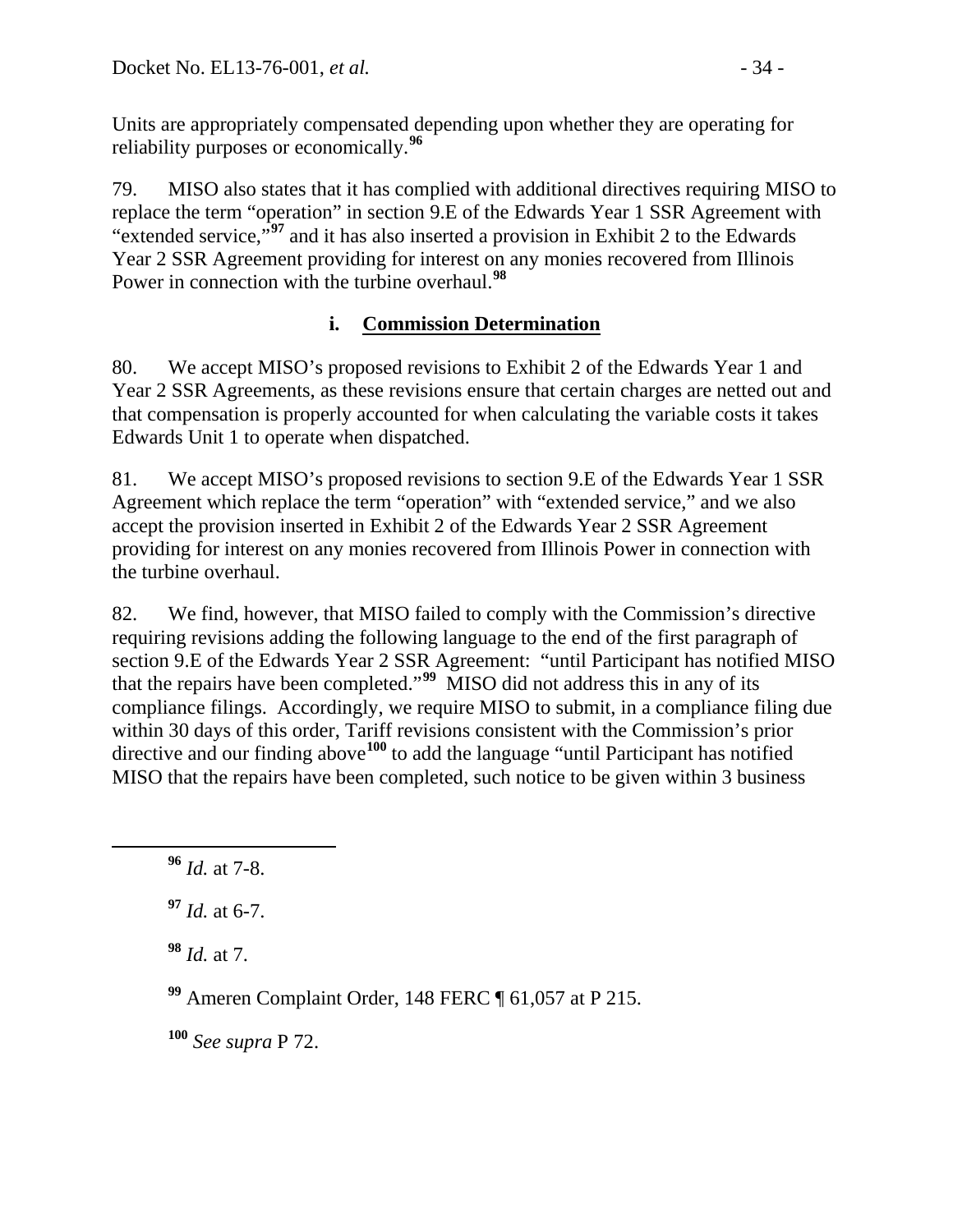Units are appropriately compensated depending upon whether they are operating for reliability purposes or economically.[96]

79. MISO also states that it has complied with additional directives requiring MISO to replace the term "operation" in section 9.E of the Edwards Year 1 SSR Agreement with "extended service,"[97] and it has also inserted a provision in Exhibit 2 to the Edwards Year 2 SSR Agreement providing for interest on any monies recovered from Illinois Power in connection with the turbine overhaul.[98]

### i. Commission Determination

80. We accept MISO's proposed revisions to Exhibit 2 of the Edwards Year 1 and Year 2 SSR Agreements, as these revisions ensure that certain charges are netted out and that compensation is properly accounted for when calculating the variable costs it takes Edwards Unit 1 to operate when dispatched.

81. We accept MISO's proposed revisions to section 9.E of the Edwards Year 1 SSR Agreement which replace the term "operation" with "extended service," and we also accept the provision inserted in Exhibit 2 of the Edwards Year 2 SSR Agreement providing for interest on any monies recovered from Illinois Power in connection with the turbine overhaul.

82. We find, however, that MISO failed to comply with the Commission's directive requiring revisions adding the following language to the end of the first paragraph of section 9.E of the Edwards Year 2 SSR Agreement: "until Participant has notified MISO that the repairs have been completed."[99] MISO did not address this in any of its compliance filings. Accordingly, we require MISO to submit, in a compliance filing due within 30 days of this order, Tariff revisions consistent with the Commission's prior directive and our finding above[100] to add the language "until Participant has notified MISO that the repairs have been completed, such notice to be given within 3 business

---

[96] *Id.* at 7-8.

[97] *Id.* at 6-7.

[98] *Id.* at 7.

[99] Ameren Complaint Order, 148 FERC ¶ 61,057 at P 215.

[100] *See supra* P 72.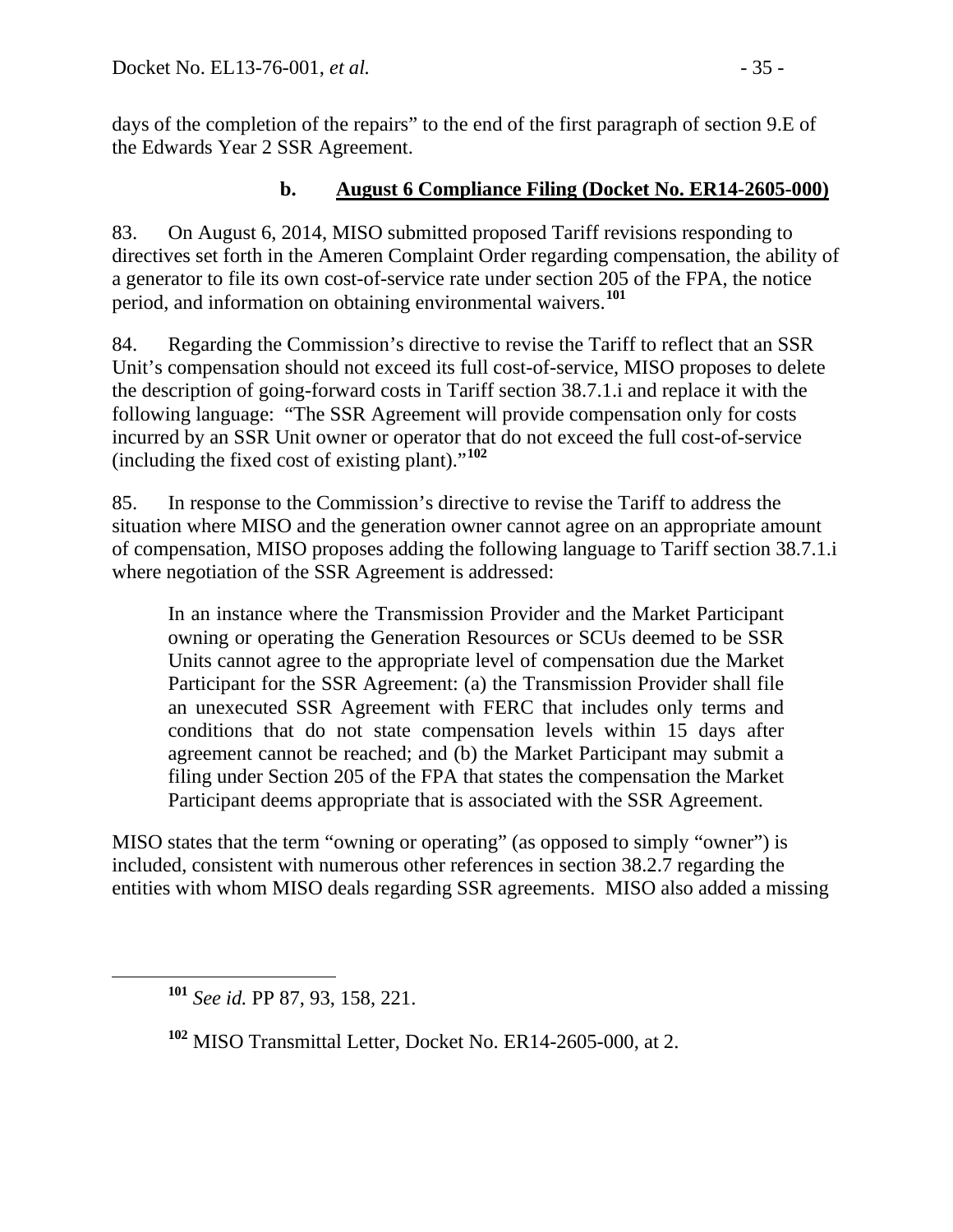days of the completion of the repairs" to the end of the first paragraph of section 9.E of the Edwards Year 2 SSR Agreement.

### b. August 6 Compliance Filing (Docket No. ER14-2605-000)

83. On August 6, 2014, MISO submitted proposed Tariff revisions responding to directives set forth in the Ameren Complaint Order regarding compensation, the ability of a generator to file its own cost-of-service rate under section 205 of the FPA, the notice period, and information on obtaining environmental waivers.[101]

84. Regarding the Commission's directive to revise the Tariff to reflect that an SSR Unit's compensation should not exceed its full cost-of-service, MISO proposes to delete the description of going-forward costs in Tariff section 38.7.1.i and replace it with the following language: "The SSR Agreement will provide compensation only for costs incurred by an SSR Unit owner or operator that do not exceed the full cost-of-service (including the fixed cost of existing plant)."[102]

85. In response to the Commission's directive to revise the Tariff to address the situation where MISO and the generation owner cannot agree on an appropriate amount of compensation, MISO proposes adding the following language to Tariff section 38.7.1.i where negotiation of the SSR Agreement is addressed:

> In an instance where the Transmission Provider and the Market Participant owning or operating the Generation Resources or SCUs deemed to be SSR Units cannot agree to the appropriate level of compensation due the Market Participant for the SSR Agreement: (a) the Transmission Provider shall file an unexecuted SSR Agreement with FERC that includes only terms and conditions that do not state compensation levels within 15 days after agreement cannot be reached; and (b) the Market Participant may submit a filing under Section 205 of the FPA that states the compensation the Market Participant deems appropriate that is associated with the SSR Agreement.

MISO states that the term "owning or operating" (as opposed to simply "owner") is included, consistent with numerous other references in section 38.2.7 regarding the entities with whom MISO deals regarding SSR agreements. MISO also added a missing

---

[101] *See id.* PP 87, 93, 158, 221.

[102] MISO Transmittal Letter, Docket No. ER14-2605-000, at 2.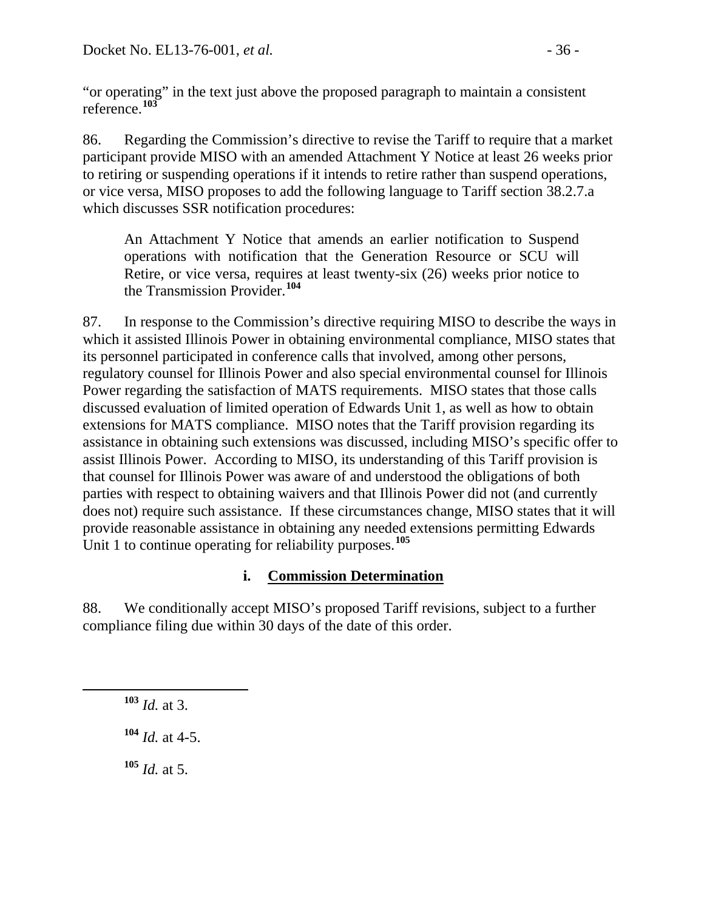"or operating" in the text just above the proposed paragraph to maintain a consistent reference.[103]

86. Regarding the Commission's directive to revise the Tariff to require that a market participant provide MISO with an amended Attachment Y Notice at least 26 weeks prior to retiring or suspending operations if it intends to retire rather than suspend operations, or vice versa, MISO proposes to add the following language to Tariff section 38.2.7.a which discusses SSR notification procedures:

> An Attachment Y Notice that amends an earlier notification to Suspend operations with notification that the Generation Resource or SCU will Retire, or vice versa, requires at least twenty-six (26) weeks prior notice to the Transmission Provider.[104]

87. In response to the Commission's directive requiring MISO to describe the ways in which it assisted Illinois Power in obtaining environmental compliance, MISO states that its personnel participated in conference calls that involved, among other persons, regulatory counsel for Illinois Power and also special environmental counsel for Illinois Power regarding the satisfaction of MATS requirements. MISO states that those calls discussed evaluation of limited operation of Edwards Unit 1, as well as how to obtain extensions for MATS compliance. MISO notes that the Tariff provision regarding its assistance in obtaining such extensions was discussed, including MISO's specific offer to assist Illinois Power. According to MISO, its understanding of this Tariff provision is that counsel for Illinois Power was aware of and understood the obligations of both parties with respect to obtaining waivers and that Illinois Power did not (and currently does not) require such assistance. If these circumstances change, MISO states that it will provide reasonable assistance in obtaining any needed extensions permitting Edwards Unit 1 to continue operating for reliability purposes.[105]

### i. Commission Determination

88. We conditionally accept MISO's proposed Tariff revisions, subject to a further compliance filing due within 30 days of the date of this order.

---

[103] *Id.* at 3.

[104] *Id.* at 4-5.

[105] *Id.* at 5.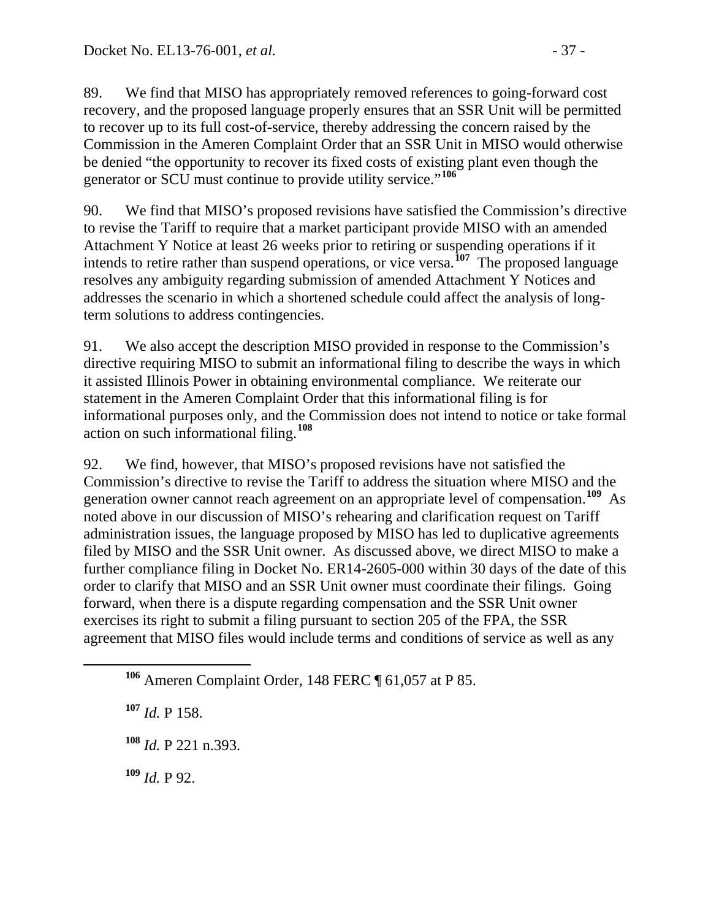89. We find that MISO has appropriately removed references to going-forward cost recovery, and the proposed language properly ensures that an SSR Unit will be permitted to recover up to its full cost-of-service, thereby addressing the concern raised by the Commission in the Ameren Complaint Order that an SSR Unit in MISO would otherwise be denied "the opportunity to recover its fixed costs of existing plant even though the generator or SCU must continue to provide utility service."[106]

90. We find that MISO's proposed revisions have satisfied the Commission's directive to revise the Tariff to require that a market participant provide MISO with an amended Attachment Y Notice at least 26 weeks prior to retiring or suspending operations if it intends to retire rather than suspend operations, or vice versa.[107] The proposed language resolves any ambiguity regarding submission of amended Attachment Y Notices and addresses the scenario in which a shortened schedule could affect the analysis of long-term solutions to address contingencies.

91. We also accept the description MISO provided in response to the Commission's directive requiring MISO to submit an informational filing to describe the ways in which it assisted Illinois Power in obtaining environmental compliance. We reiterate our statement in the Ameren Complaint Order that this informational filing is for informational purposes only, and the Commission does not intend to notice or take formal action on such informational filing.[108]

92. We find, however, that MISO's proposed revisions have not satisfied the Commission's directive to revise the Tariff to address the situation where MISO and the generation owner cannot reach agreement on an appropriate level of compensation.[109] As noted above in our discussion of MISO's rehearing and clarification request on Tariff administration issues, the language proposed by MISO has led to duplicative agreements filed by MISO and the SSR Unit owner. As discussed above, we direct MISO to make a further compliance filing in Docket No. ER14-2605-000 within 30 days of the date of this order to clarify that MISO and an SSR Unit owner must coordinate their filings. Going forward, when there is a dispute regarding compensation and the SSR Unit owner exercises its right to submit a filing pursuant to section 205 of the FPA, the SSR agreement that MISO files would include terms and conditions of service as well as any

---

[106] Ameren Complaint Order, 148 FERC ¶ 61,057 at P 85.

[107] *Id.* P 158.

[108] *Id.* P 221 n.393.

[109] *Id.* P 92.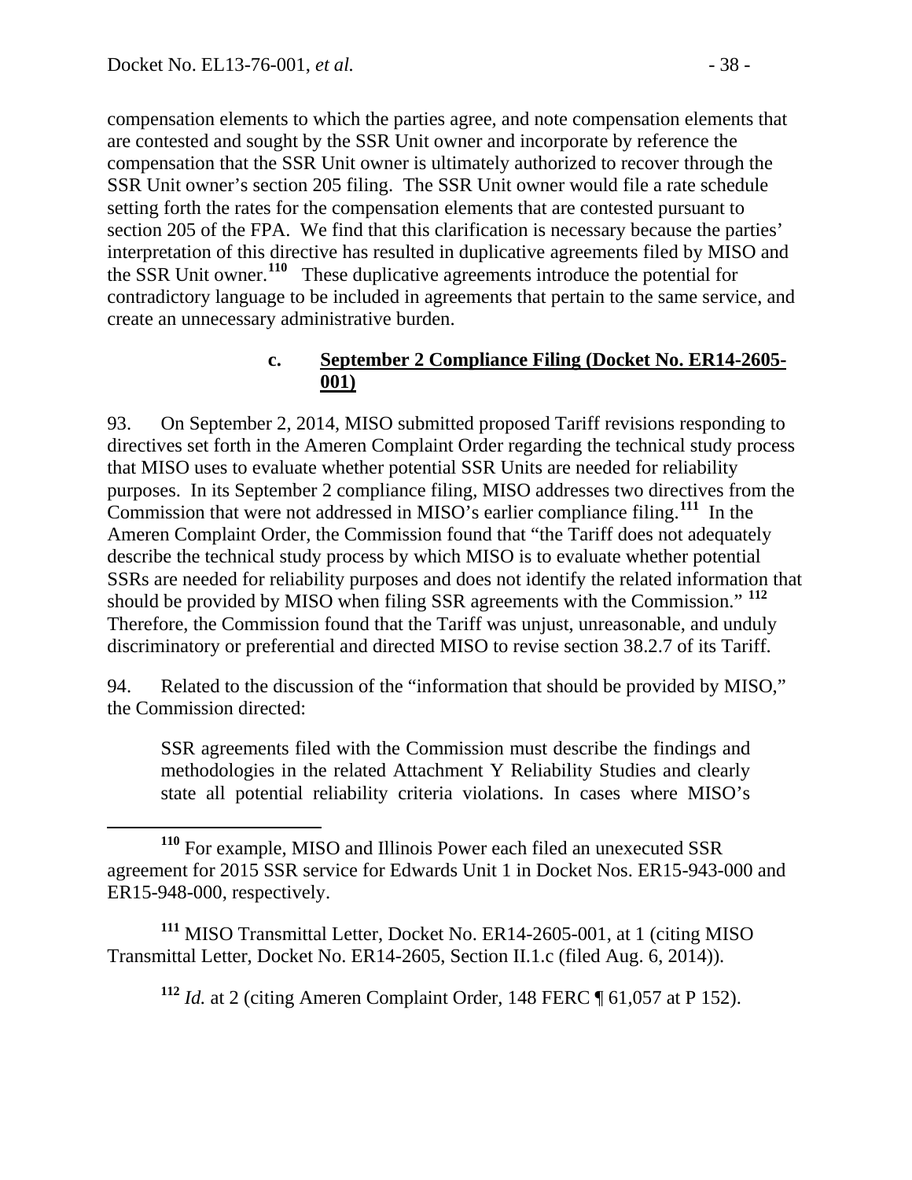compensation elements to which the parties agree, and note compensation elements that are contested and sought by the SSR Unit owner and incorporate by reference the compensation that the SSR Unit owner is ultimately authorized to recover through the SSR Unit owner's section 205 filing. The SSR Unit owner would file a rate schedule setting forth the rates for the compensation elements that are contested pursuant to section 205 of the FPA. We find that this clarification is necessary because the parties' interpretation of this directive has resulted in duplicative agreements filed by MISO and the SSR Unit owner.[110] These duplicative agreements introduce the potential for contradictory language to be included in agreements that pertain to the same service, and create an unnecessary administrative burden.

### c. September 2 Compliance Filing (Docket No. ER14-2605-001)

93. On September 2, 2014, MISO submitted proposed Tariff revisions responding to directives set forth in the Ameren Complaint Order regarding the technical study process that MISO uses to evaluate whether potential SSR Units are needed for reliability purposes. In its September 2 compliance filing, MISO addresses two directives from the Commission that were not addressed in MISO's earlier compliance filing.[111] In the Ameren Complaint Order, the Commission found that "the Tariff does not adequately describe the technical study process by which MISO is to evaluate whether potential SSRs are needed for reliability purposes and does not identify the related information that should be provided by MISO when filing SSR agreements with the Commission."[112] Therefore, the Commission found that the Tariff was unjust, unreasonable, and unduly discriminatory or preferential and directed MISO to revise section 38.2.7 of its Tariff.

94. Related to the discussion of the "information that should be provided by MISO," the Commission directed:

> SSR agreements filed with the Commission must describe the findings and methodologies in the related Attachment Y Reliability Studies and clearly state all potential reliability criteria violations. In cases where MISO's

[110] For example, MISO and Illinois Power each filed an unexecuted SSR agreement for 2015 SSR service for Edwards Unit 1 in Docket Nos. ER15-943-000 and ER15-948-000, respectively.

[111] MISO Transmittal Letter, Docket No. ER14-2605-001, at 1 (citing MISO Transmittal Letter, Docket No. ER14-2605, Section II.1.c (filed Aug. 6, 2014)).

[112] *Id.* at 2 (citing Ameren Complaint Order, 148 FERC ¶ 61,057 at P 152).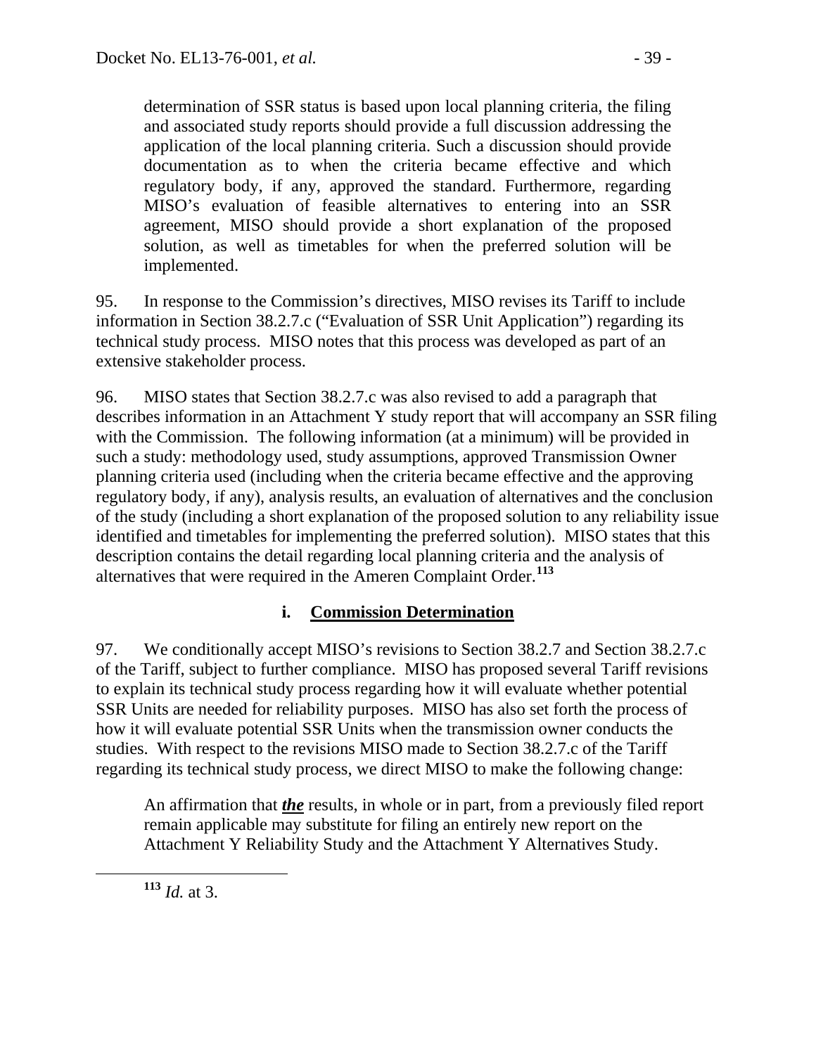determination of SSR status is based upon local planning criteria, the filing and associated study reports should provide a full discussion addressing the application of the local planning criteria. Such a discussion should provide documentation as to when the criteria became effective and which regulatory body, if any, approved the standard. Furthermore, regarding MISO's evaluation of feasible alternatives to entering into an SSR agreement, MISO should provide a short explanation of the proposed solution, as well as timetables for when the preferred solution will be implemented.

95. In response to the Commission's directives, MISO revises its Tariff to include information in Section 38.2.7.c ("Evaluation of SSR Unit Application") regarding its technical study process. MISO notes that this process was developed as part of an extensive stakeholder process.

96. MISO states that Section 38.2.7.c was also revised to add a paragraph that describes information in an Attachment Y study report that will accompany an SSR filing with the Commission. The following information (at a minimum) will be provided in such a study: methodology used, study assumptions, approved Transmission Owner planning criteria used (including when the criteria became effective and the approving regulatory body, if any), analysis results, an evaluation of alternatives and the conclusion of the study (including a short explanation of the proposed solution to any reliability issue identified and timetables for implementing the preferred solution). MISO states that this description contains the detail regarding local planning criteria and the analysis of alternatives that were required in the Ameren Complaint Order.[113]

### i. Commission Determination

97. We conditionally accept MISO's revisions to Section 38.2.7 and Section 38.2.7.c of the Tariff, subject to further compliance. MISO has proposed several Tariff revisions to explain its technical study process regarding how it will evaluate whether potential SSR Units are needed for reliability purposes. MISO has also set forth the process of how it will evaluate potential SSR Units when the transmission owner conducts the studies. With respect to the revisions MISO made to Section 38.2.7.c of the Tariff regarding its technical study process, we direct MISO to make the following change:

> An affirmation that ***the*** results, in whole or in part, from a previously filed report remain applicable may substitute for filing an entirely new report on the Attachment Y Reliability Study and the Attachment Y Alternatives Study.

[113] *Id.* at 3.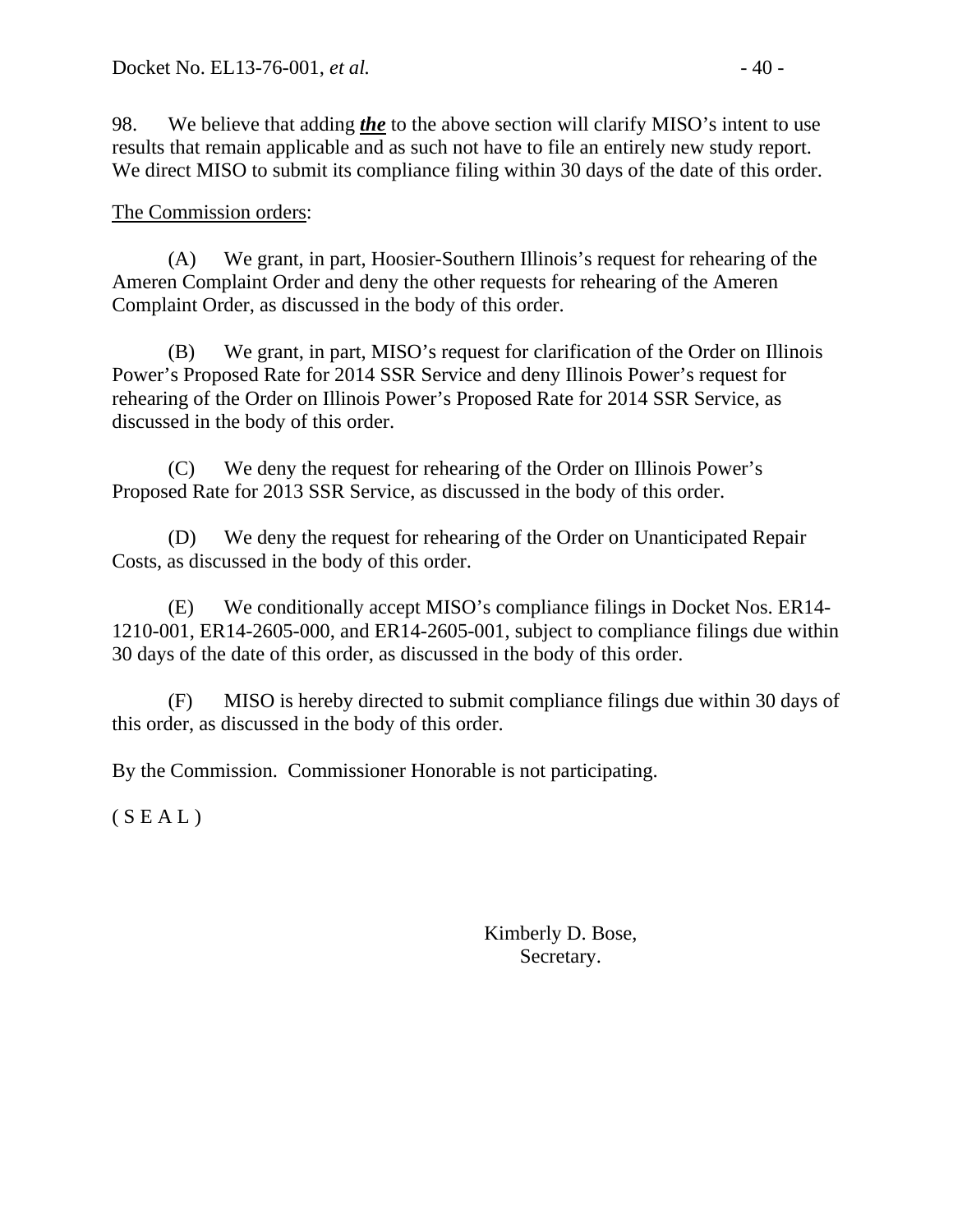98. We believe that adding ***the*** to the above section will clarify MISO's intent to use results that remain applicable and as such not have to file an entirely new study report. We direct MISO to submit its compliance filing within 30 days of the date of this order.

The Commission orders:

(A) We grant, in part, Hoosier-Southern Illinois's request for rehearing of the Ameren Complaint Order and deny the other requests for rehearing of the Ameren Complaint Order, as discussed in the body of this order.

(B) We grant, in part, MISO's request for clarification of the Order on Illinois Power's Proposed Rate for 2014 SSR Service and deny Illinois Power's request for rehearing of the Order on Illinois Power's Proposed Rate for 2014 SSR Service, as discussed in the body of this order.

(C) We deny the request for rehearing of the Order on Illinois Power's Proposed Rate for 2013 SSR Service, as discussed in the body of this order.

(D) We deny the request for rehearing of the Order on Unanticipated Repair Costs, as discussed in the body of this order.

(E) We conditionally accept MISO's compliance filings in Docket Nos. ER14-1210-001, ER14-2605-000, and ER14-2605-001, subject to compliance filings due within 30 days of the date of this order, as discussed in the body of this order.

(F) MISO is hereby directed to submit compliance filings due within 30 days of this order, as discussed in the body of this order.

By the Commission. Commissioner Honorable is not participating.

( S E A L )

Kimberly D. Bose,
Secretary.